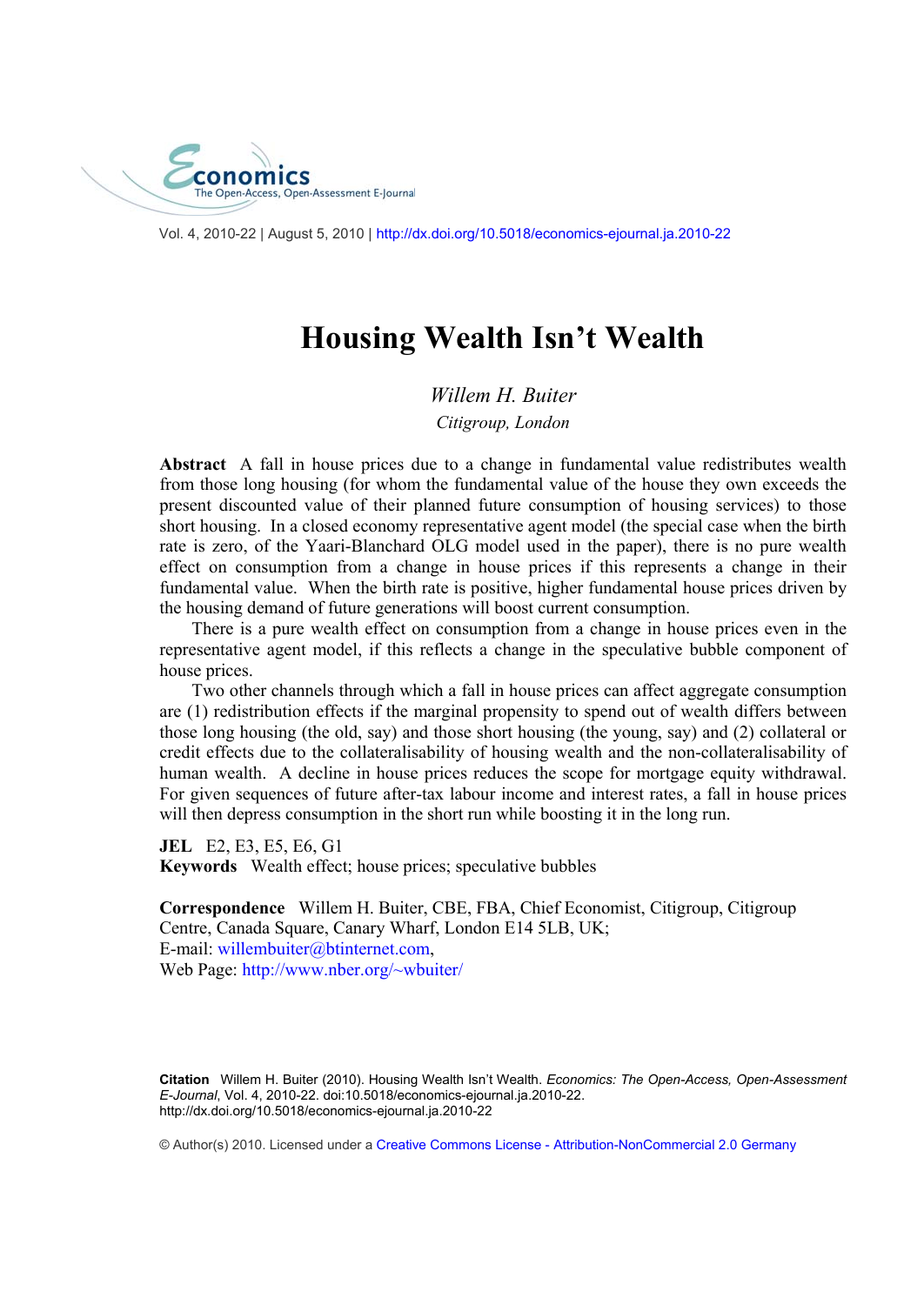Vol. 4, 2010-22 | August 5, 2010 | http://dx.doi.org/10.5018/economics-ejournal.ja.2010-22

# Housing Wealth Isn't Wealth

*Willem H. Buiter*

*Citigroup, London*

**Abstract** A fall in house prices due to a change in fundamental value redistributes wealth from those long housing (for whom the fundamental value of the house they own exceeds the present discounted value of their planned future consumption of housing services) to those short housing. In a closed economy representative agent model (the special case when the birth rate is zero, of the Yaari-Blanchard OLG model used in the paper), there is no pure wealth effect on consumption from a change in house prices if this represents a change in their fundamental value. When the birth rate is positive, higher fundamental house prices driven by the housing demand of future generations will boost current consumption.

There is a pure wealth effect on consumption from a change in house prices even in the representative agent model, if this reflects a change in the speculative bubble component of house prices.

Two other channels through which a fall in house prices can affect aggregate consumption are (1) redistribution effects if the marginal propensity to spend out of wealth differs between those long housing (the old, say) and those short housing (the young, say) and (2) collateral or credit effects due to the collateralisability of housing wealth and the non-collateralisability of human wealth. A decline in house prices reduces the scope for mortgage equity withdrawal. For given sequences of future after-tax labour income and interest rates, a fall in house prices will then depress consumption in the short run while boosting it in the long run.

**JEL** E2, E3, E5, E6, G1

**Keywords** Wealth effect; house prices; speculative bubbles

**Correspondence** Willem H. Buiter, CBE, FBA, Chief Economist, Citigroup, Citigroup Centre, Canada Square, Canary Wharf, London E14 5LB, UK;
E-mail: willembuiter@btinternet.com,
Web Page: http://www.nber.org/~wbuiter/

**Citation** Willem H. Buiter (2010). Housing Wealth Isn't Wealth. *Economics: The Open-Access, Open-Assessment E-Journal*, Vol. 4, 2010-22. doi:10.5018/economics-ejournal.ja.2010-22. http://dx.doi.org/10.5018/economics-ejournal.ja.2010-22

© Author(s) 2010. Licensed under a Creative Commons License - Attribution-NonCommercial 2.0 Germany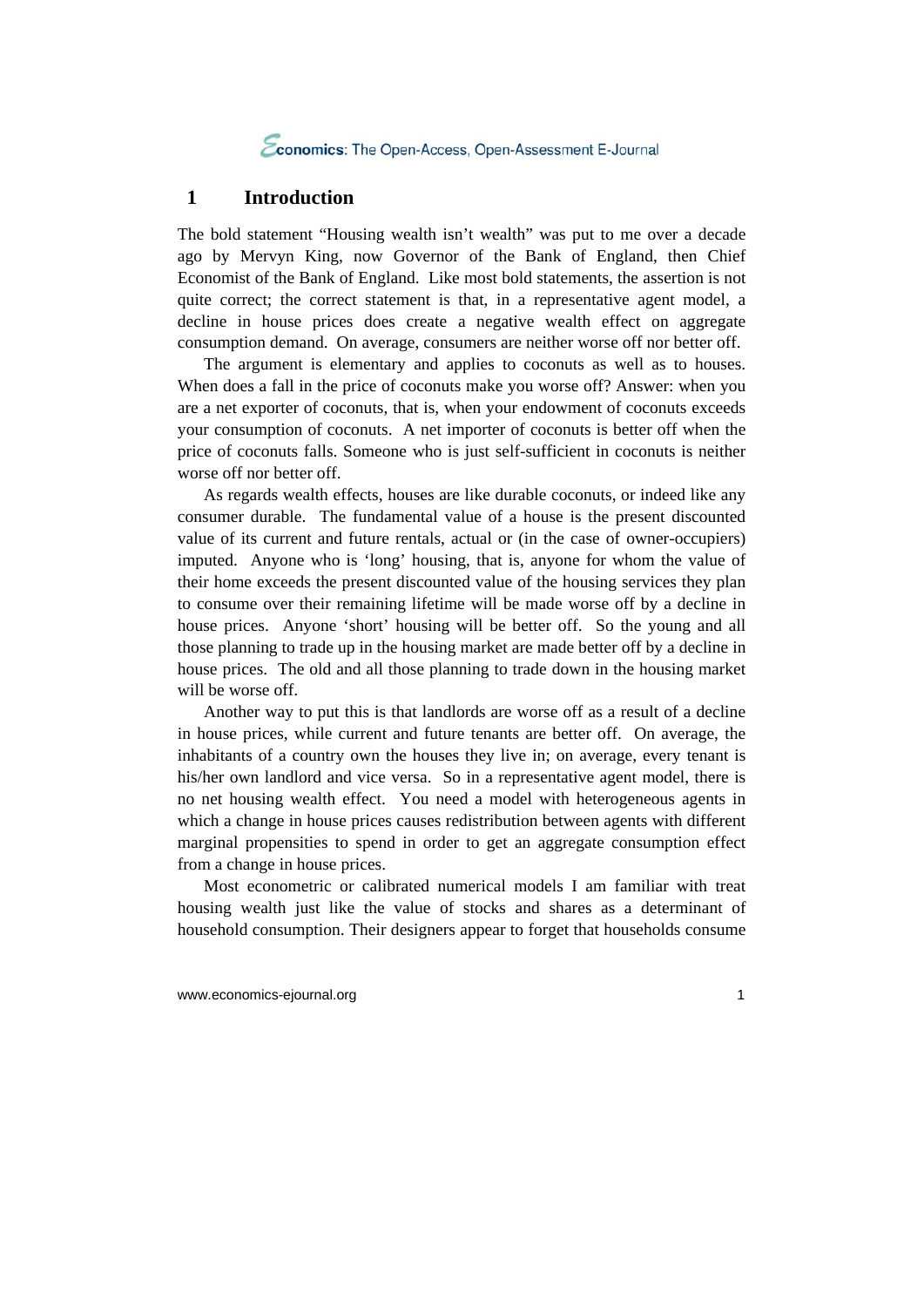## 1 Introduction

The bold statement "Housing wealth isn't wealth" was put to me over a decade ago by Mervyn King, now Governor of the Bank of England, then Chief Economist of the Bank of England. Like most bold statements, the assertion is not quite correct; the correct statement is that, in a representative agent model, a decline in house prices does create a negative wealth effect on aggregate consumption demand. On average, consumers are neither worse off nor better off.

The argument is elementary and applies to coconuts as well as to houses. When does a fall in the price of coconuts make you worse off? Answer: when you are a net exporter of coconuts, that is, when your endowment of coconuts exceeds your consumption of coconuts. A net importer of coconuts is better off when the price of coconuts falls. Someone who is just self-sufficient in coconuts is neither worse off nor better off.

As regards wealth effects, houses are like durable coconuts, or indeed like any consumer durable. The fundamental value of a house is the present discounted value of its current and future rentals, actual or (in the case of owner-occupiers) imputed. Anyone who is 'long' housing, that is, anyone for whom the value of their home exceeds the present discounted value of the housing services they plan to consume over their remaining lifetime will be made worse off by a decline in house prices. Anyone 'short' housing will be better off. So the young and all those planning to trade up in the housing market are made better off by a decline in house prices. The old and all those planning to trade down in the housing market will be worse off.

Another way to put this is that landlords are worse off as a result of a decline in house prices, while current and future tenants are better off. On average, the inhabitants of a country own the houses they live in; on average, every tenant is his/her own landlord and vice versa. So in a representative agent model, there is no net housing wealth effect. You need a model with heterogeneous agents in which a change in house prices causes redistribution between agents with different marginal propensities to spend in order to get an aggregate consumption effect from a change in house prices.

Most econometric or calibrated numerical models I am familiar with treat housing wealth just like the value of stocks and shares as a determinant of household consumption. Their designers appear to forget that households consume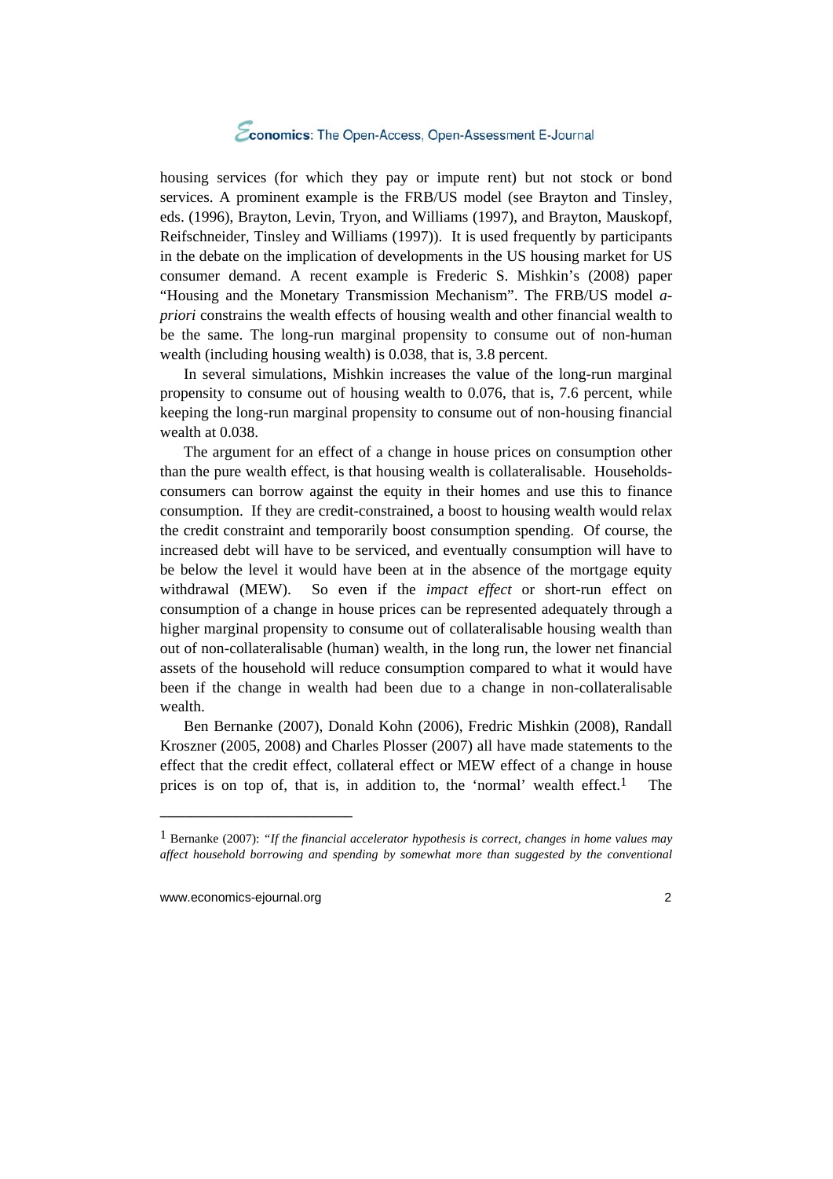housing services (for which they pay or impute rent) but not stock or bond services. A prominent example is the FRB/US model (see Brayton and Tinsley, eds. (1996), Brayton, Levin, Tryon, and Williams (1997), and Brayton, Mauskopf, Reifschneider, Tinsley and Williams (1997)). It is used frequently by participants in the debate on the implication of developments in the US housing market for US consumer demand. A recent example is Frederic S. Mishkin's (2008) paper "Housing and the Monetary Transmission Mechanism". The FRB/US model *a-priori* constrains the wealth effects of housing wealth and other financial wealth to be the same. The long-run marginal propensity to consume out of non-human wealth (including housing wealth) is 0.038, that is, 3.8 percent.

In several simulations, Mishkin increases the value of the long-run marginal propensity to consume out of housing wealth to 0.076, that is, 7.6 percent, while keeping the long-run marginal propensity to consume out of non-housing financial wealth at 0.038.

The argument for an effect of a change in house prices on consumption other than the pure wealth effect, is that housing wealth is collateralisable. Households-consumers can borrow against the equity in their homes and use this to finance consumption. If they are credit-constrained, a boost to housing wealth would relax the credit constraint and temporarily boost consumption spending. Of course, the increased debt will have to be serviced, and eventually consumption will have to be below the level it would have been at in the absence of the mortgage equity withdrawal (MEW). So even if the *impact effect* or short-run effect on consumption of a change in house prices can be represented adequately through a higher marginal propensity to consume out of collateralisable housing wealth than out of non-collateralisable (human) wealth, in the long run, the lower net financial assets of the household will reduce consumption compared to what it would have been if the change in wealth had been due to a change in non-collateralisable wealth.

Ben Bernanke (2007), Donald Kohn (2006), Fredric Mishkin (2008), Randall Kroszner (2005, 2008) and Charles Plosser (2007) all have made statements to the effect that the credit effect, collateral effect or MEW effect of a change in house prices is on top of, that is, in addition to, the 'normal' wealth effect.[1] The

---

[1] Bernanke (2007): "*If the financial accelerator hypothesis is correct, changes in home values may affect household borrowing and spending by somewhat more than suggested by the conventional*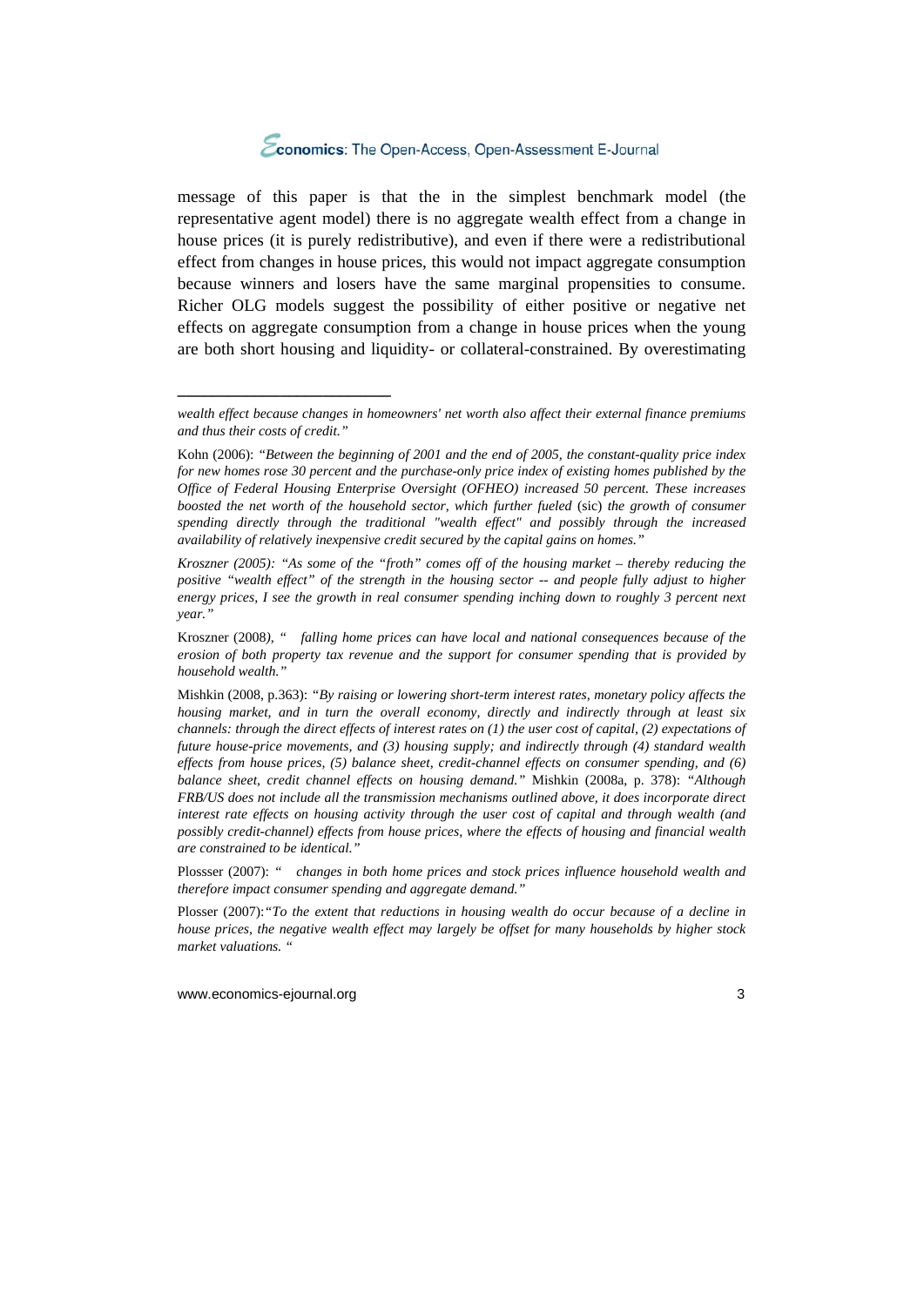message of this paper is that the in the simplest benchmark model (the representative agent model) there is no aggregate wealth effect from a change in house prices (it is purely redistributive), and even if there were a redistributional effect from changes in house prices, this would not impact aggregate consumption because winners and losers have the same marginal propensities to consume. Richer OLG models suggest the possibility of either positive or negative net effects on aggregate consumption from a change in house prices when the young are both short housing and liquidity- or collateral-constrained. By overestimating

---

*wealth effect because changes in homeowners' net worth also affect their external finance premiums and thus their costs of credit."*

Kohn (2006): *"Between the beginning of 2001 and the end of 2005, the constant-quality price index for new homes rose 30 percent and the purchase-only price index of existing homes published by the Office of Federal Housing Enterprise Oversight (OFHEO) increased 50 percent. These increases boosted the net worth of the household sector, which further fueled* (sic) *the growth of consumer spending directly through the traditional "wealth effect" and possibly through the increased availability of relatively inexpensive credit secured by the capital gains on homes."*

*Kroszner (2005): "As some of the "froth" comes off of the housing market – thereby reducing the positive "wealth effect" of the strength in the housing sector -- and people fully adjust to higher energy prices, I see the growth in real consumer spending inching down to roughly 3 percent next year."*

Kroszner (2008*), " falling home prices can have local and national consequences because of the erosion of both property tax revenue and the support for consumer spending that is provided by household wealth."*

Mishkin (2008, p.363): *"By raising or lowering short-term interest rates, monetary policy affects the housing market, and in turn the overall economy, directly and indirectly through at least six channels: through the direct effects of interest rates on (1) the user cost of capital, (2) expectations of future house-price movements, and (3) housing supply; and indirectly through (4) standard wealth effects from house prices, (5) balance sheet, credit-channel effects on consumer spending, and (6) balance sheet, credit channel effects on housing demand."* Mishkin (2008a, p. 378): *"Although FRB/US does not include all the transmission mechanisms outlined above, it does incorporate direct interest rate effects on housing activity through the user cost of capital and through wealth (and possibly credit-channel) effects from house prices, where the effects of housing and financial wealth are constrained to be identical."*

Plossser (2007): *" changes in both home prices and stock prices influence household wealth and therefore impact consumer spending and aggregate demand."*

Plosser (2007):*"To the extent that reductions in housing wealth do occur because of a decline in house prices, the negative wealth effect may largely be offset for many households by higher stock market valuations. "*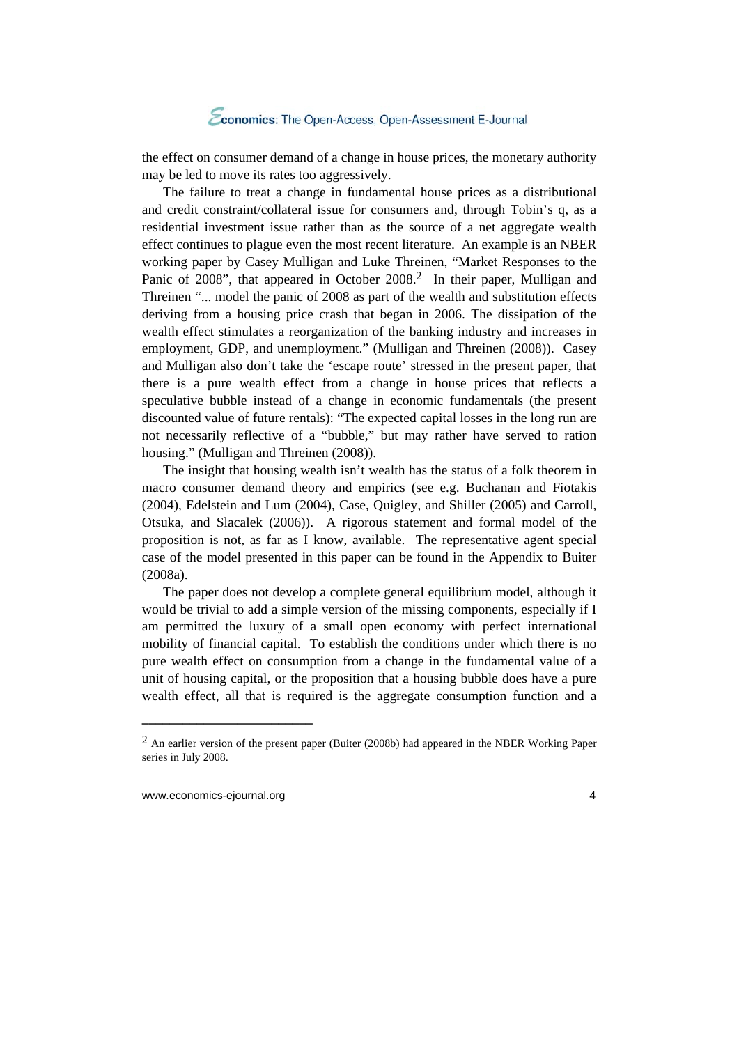the effect on consumer demand of a change in house prices, the monetary authority may be led to move its rates too aggressively.

The failure to treat a change in fundamental house prices as a distributional and credit constraint/collateral issue for consumers and, through Tobin's q, as a residential investment issue rather than as the source of a net aggregate wealth effect continues to plague even the most recent literature. An example is an NBER working paper by Casey Mulligan and Luke Threinen, "Market Responses to the Panic of 2008", that appeared in October 2008.[2] In their paper, Mulligan and Threinen "... model the panic of 2008 as part of the wealth and substitution effects deriving from a housing price crash that began in 2006. The dissipation of the wealth effect stimulates a reorganization of the banking industry and increases in employment, GDP, and unemployment." (Mulligan and Threinen (2008)). Casey and Mulligan also don't take the 'escape route' stressed in the present paper, that there is a pure wealth effect from a change in house prices that reflects a speculative bubble instead of a change in economic fundamentals (the present discounted value of future rentals): "The expected capital losses in the long run are not necessarily reflective of a "bubble," but may rather have served to ration housing." (Mulligan and Threinen (2008)).

The insight that housing wealth isn't wealth has the status of a folk theorem in macro consumer demand theory and empirics (see e.g. Buchanan and Fiotakis (2004), Edelstein and Lum (2004), Case, Quigley, and Shiller (2005) and Carroll, Otsuka, and Slacalek (2006)). A rigorous statement and formal model of the proposition is not, as far as I know, available. The representative agent special case of the model presented in this paper can be found in the Appendix to Buiter (2008a).

The paper does not develop a complete general equilibrium model, although it would be trivial to add a simple version of the missing components, especially if I am permitted the luxury of a small open economy with perfect international mobility of financial capital. To establish the conditions under which there is no pure wealth effect on consumption from a change in the fundamental value of a unit of housing capital, or the proposition that a housing bubble does have a pure wealth effect, all that is required is the aggregate consumption function and a

---

[2] An earlier version of the present paper (Buiter (2008b) had appeared in the NBER Working Paper series in July 2008.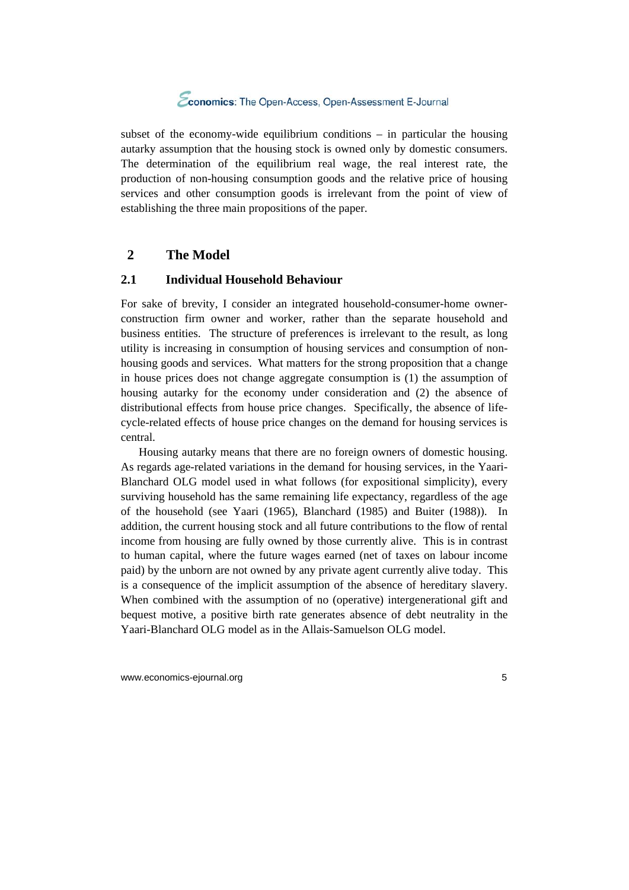subset of the economy-wide equilibrium conditions – in particular the housing autarky assumption that the housing stock is owned only by domestic consumers. The determination of the equilibrium real wage, the real interest rate, the production of non-housing consumption goods and the relative price of housing services and other consumption goods is irrelevant from the point of view of establishing the three main propositions of the paper.

## 2 The Model

### 2.1 Individual Household Behaviour

For sake of brevity, I consider an integrated household-consumer-home owner-construction firm owner and worker, rather than the separate household and business entities. The structure of preferences is irrelevant to the result, as long utility is increasing in consumption of housing services and consumption of non-housing goods and services. What matters for the strong proposition that a change in house prices does not change aggregate consumption is (1) the assumption of housing autarky for the economy under consideration and (2) the absence of distributional effects from house price changes. Specifically, the absence of life-cycle-related effects of house price changes on the demand for housing services is central.

Housing autarky means that there are no foreign owners of domestic housing. As regards age-related variations in the demand for housing services, in the Yaari-Blanchard OLG model used in what follows (for expositional simplicity), every surviving household has the same remaining life expectancy, regardless of the age of the household (see Yaari (1965), Blanchard (1985) and Buiter (1988)). In addition, the current housing stock and all future contributions to the flow of rental income from housing are fully owned by those currently alive. This is in contrast to human capital, where the future wages earned (net of taxes on labour income paid) by the unborn are not owned by any private agent currently alive today. This is a consequence of the implicit assumption of the absence of hereditary slavery. When combined with the assumption of no (operative) intergenerational gift and bequest motive, a positive birth rate generates absence of debt neutrality in the Yaari-Blanchard OLG model as in the Allais-Samuelson OLG model.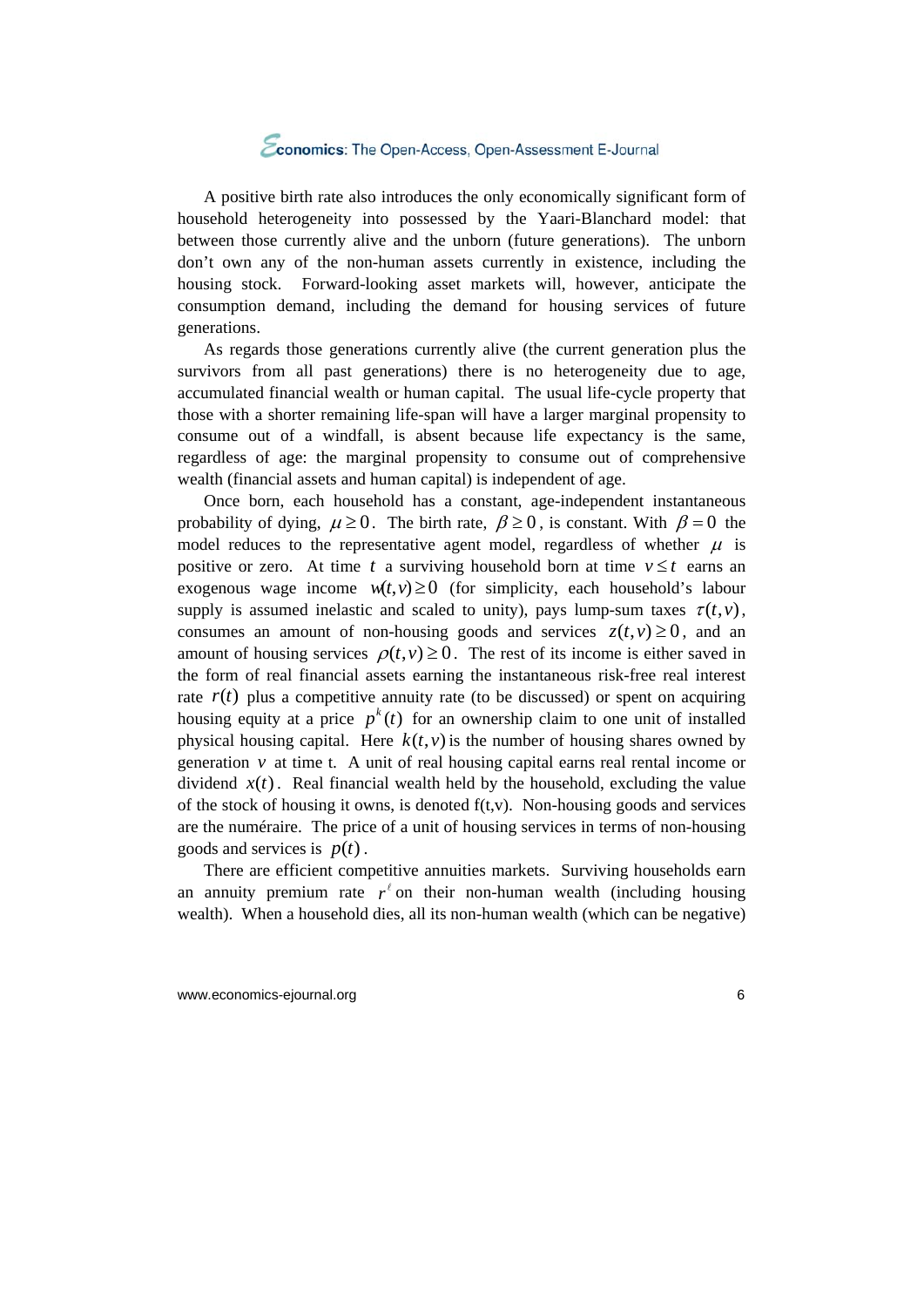A positive birth rate also introduces the only economically significant form of household heterogeneity into possessed by the Yaari-Blanchard model: that between those currently alive and the unborn (future generations). The unborn don't own any of the non-human assets currently in existence, including the housing stock. Forward-looking asset markets will, however, anticipate the consumption demand, including the demand for housing services of future generations.

As regards those generations currently alive (the current generation plus the survivors from all past generations) there is no heterogeneity due to age, accumulated financial wealth or human capital. The usual life-cycle property that those with a shorter remaining life-span will have a larger marginal propensity to consume out of a windfall, is absent because life expectancy is the same, regardless of age: the marginal propensity to consume out of comprehensive wealth (financial assets and human capital) is independent of age.

Once born, each household has a constant, age-independent instantaneous probability of dying, $\mu \geq 0$. The birth rate, $\beta \geq 0$, is constant. With $\beta = 0$ the model reduces to the representative agent model, regardless of whether $\mu$ is positive or zero. At time $t$ a surviving household born at time $v \leq t$ earns an exogenous wage income $w(t,v) \geq 0$ (for simplicity, each household's labour supply is assumed inelastic and scaled to unity), pays lump-sum taxes $\tau(t,v)$, consumes an amount of non-housing goods and services $z(t,v) \geq 0$, and an amount of housing services $\rho(t,v) \geq 0$. The rest of its income is either saved in the form of real financial assets earning the instantaneous risk-free real interest rate $r(t)$ plus a competitive annuity rate (to be discussed) or spent on acquiring housing equity at a price $p^k(t)$ for an ownership claim to one unit of installed physical housing capital. Here $k(t,v)$ is the number of housing shares owned by generation $v$ at time t. A unit of real housing capital earns real rental income or dividend $x(t)$. Real financial wealth held by the household, excluding the value of the stock of housing it owns, is denoted f(t,v). Non-housing goods and services are the numéraire. The price of a unit of housing services in terms of non-housing goods and services is $p(t)$.

There are efficient competitive annuities markets. Surviving households earn an annuity premium rate $r^{\ell}$ on their non-human wealth (including housing wealth). When a household dies, all its non-human wealth (which can be negative)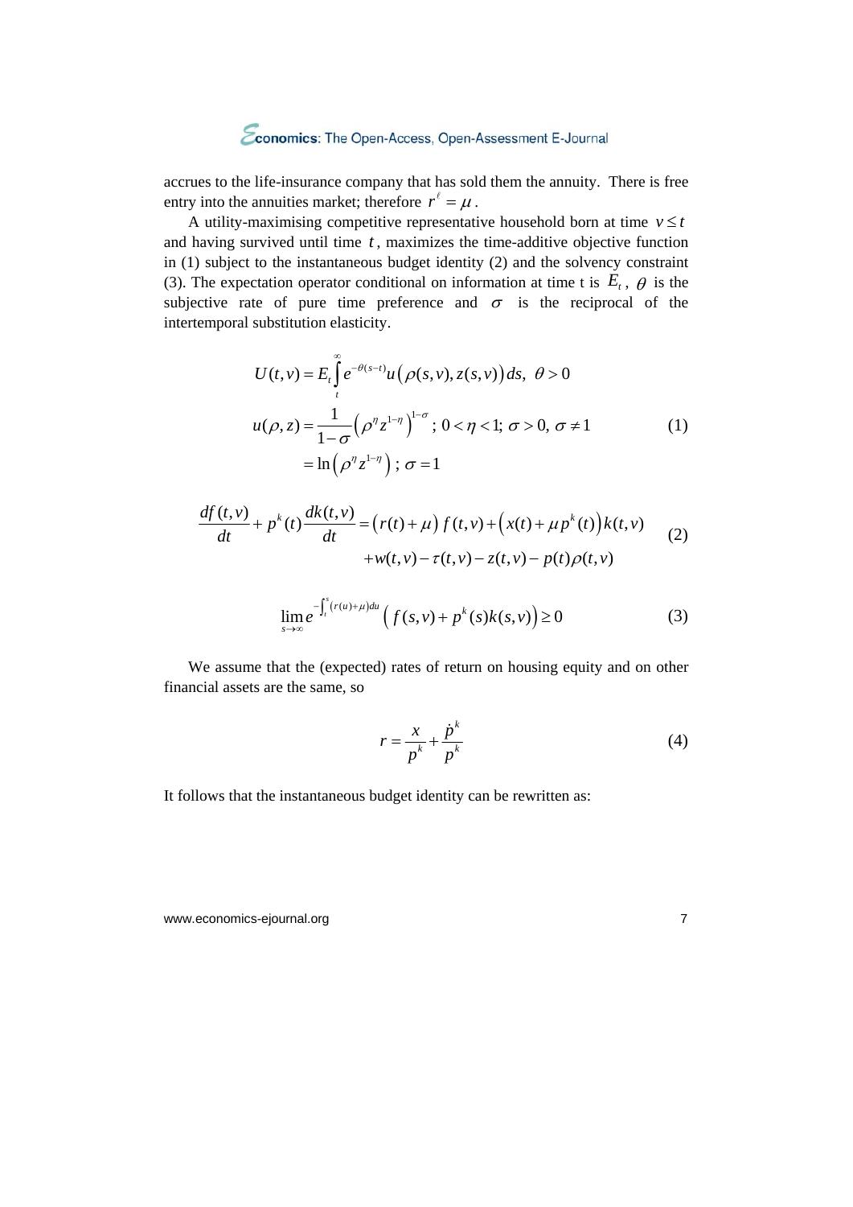accrues to the life-insurance company that has sold them the annuity. There is free entry into the annuities market; therefore $r^{\ell} = \mu$.

A utility-maximising competitive representative household born at time $v \le t$ and having survived until time $t$, maximizes the time-additive objective function in (1) subject to the instantaneous budget identity (2) and the solvency constraint (3). The expectation operator conditional on information at time t is $E_t$, $\theta$ is the subjective rate of pure time preference and $\sigma$ is the reciprocal of the intertemporal substitution elasticity.

$$
\begin{aligned}
U(t,v) &= E_t \int_t^{\infty} e^{-\theta(s-t)} u\big(\rho(s,v), z(s,v)\big) ds, \;\; \theta > 0 \\
u(\rho, z) &= \frac{1}{1-\sigma}\left(\rho^{\eta} z^{1-\eta}\right)^{1-\sigma} ; \; 0 < \eta < 1; \; \sigma > 0, \; \sigma \ne 1 \\
&= \ln\left(\rho^{\eta} z^{1-\eta}\right) ; \; \sigma = 1
\end{aligned} \tag{1}
$$

$$
\begin{aligned}
\frac{df(t,v)}{dt} + p^k(t)\frac{dk(t,v)}{dt} &= \big(r(t)+\mu\big) f(t,v) + \big(x(t) + \mu p^k(t)\big) k(t,v) \\
&\quad + w(t,v) - \tau(t,v) - z(t,v) - p(t)\rho(t,v)
\end{aligned} \tag{2}
$$

$$
\lim_{s \to \infty} e^{-\int_t^s \left(r(u)+\mu\right) du} \left( f(s,v) + p^k(s) k(s,v) \right) \ge 0 \tag{3}
$$

We assume that the (expected) rates of return on housing equity and on other financial assets are the same, so

$$
r = \frac{x}{p^k} + \frac{\dot{p}^k}{p^k} \tag{4}
$$

It follows that the instantaneous budget identity can be rewritten as: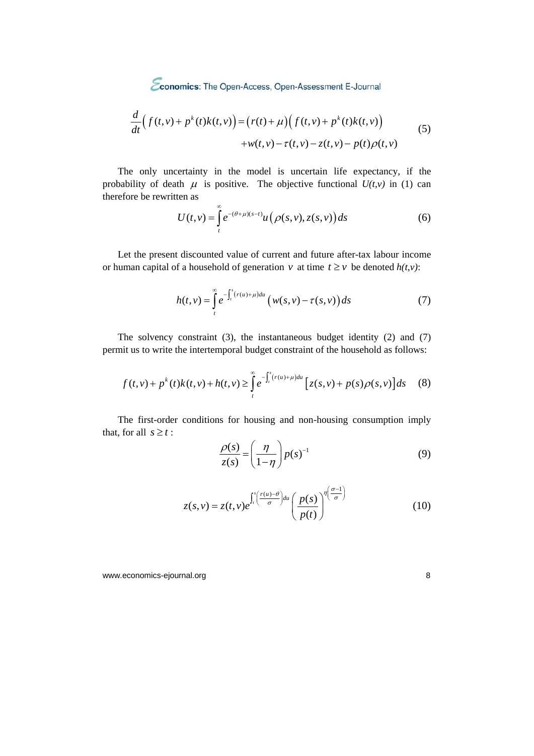$$\frac{d}{dt}\Big(f(t,v)+p^k(t)k(t,v)\Big)=\big(r(t)+\mu\big)\Big(f(t,v)+p^k(t)k(t,v)\Big) \\ +w(t,v)-\tau(t,v)-z(t,v)-p(t)\rho(t,v) \tag{5}$$

The only uncertainty in the model is uncertain life expectancy, if the probability of death $\mu$ is positive. The objective functional $U(t,v)$ in (1) can therefore be rewritten as

$$U(t,v)=\int_t^{\infty} e^{-(\theta+\mu)(s-t)}u\big(\rho(s,v),z(s,v)\big)ds \tag{6}$$

Let the present discounted value of current and future after-tax labour income or human capital of a household of generation $v$ at time $t \geq v$ be denoted $h(t,v)$:

$$h(t,v)=\int_t^{\infty} e^{-\int_t^s (r(u)+\mu)du}\big(w(s,v)-\tau(s,v)\big)ds \tag{7}$$

The solvency constraint (3), the instantaneous budget identity (2) and (7) permit us to write the intertemporal budget constraint of the household as follows:

$$f(t,v)+p^k(t)k(t,v)+h(t,v) \geq \int_t^{\infty} e^{-\int_t^s (r(u)+\mu)du}\big[z(s,v)+p(s)\rho(s,v)\big]ds \tag{8}$$

The first-order conditions for housing and non-housing consumption imply that, for all $s \geq t$:

$$\frac{\rho(s)}{z(s)}=\left(\frac{\eta}{1-\eta}\right)p(s)^{-1} \tag{9}$$

$$z(s,v)=z(t,v)e^{\int_t^s \left(\frac{r(u)-\theta}{\sigma}\right)du}\left(\frac{p(s)}{p(t)}\right)^{\eta\left(\frac{\sigma-1}{\sigma}\right)} \tag{10}$$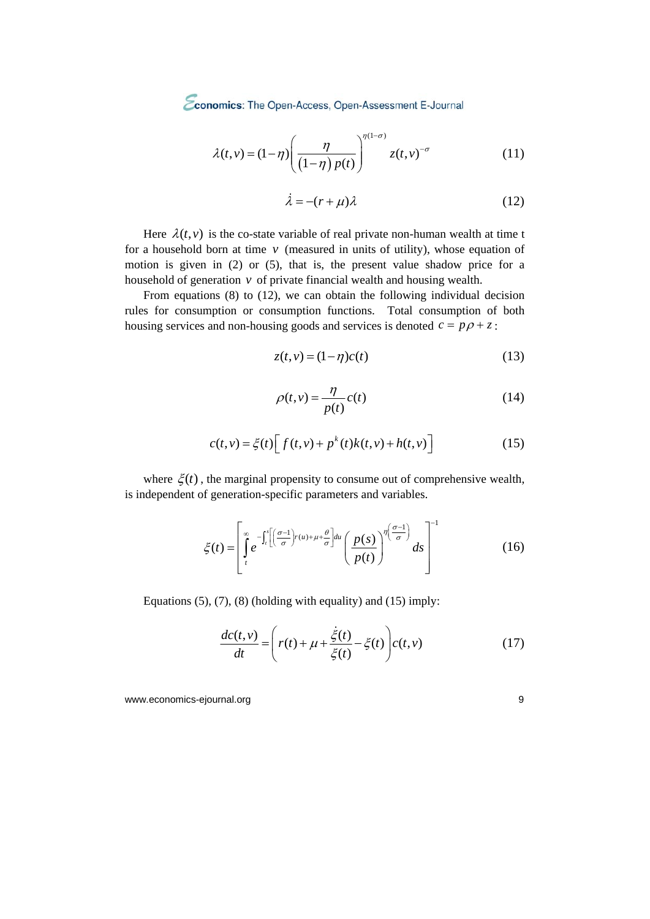$$\lambda(t,v) = (1-\eta)\left(\frac{\eta}{(1-\eta)\,p(t)}\right)^{\eta(1-\sigma)} z(t,v)^{-\sigma} \tag{11}$$

$$\dot{\lambda} = -(r+\mu)\lambda \tag{12}$$

Here $\lambda(t,v)$ is the co-state variable of real private non-human wealth at time t for a household born at time $v$ (measured in units of utility), whose equation of motion is given in (2) or (5), that is, the present value shadow price for a household of generation $v$ of private financial wealth and housing wealth.

From equations (8) to (12), we can obtain the following individual decision rules for consumption or consumption functions. Total consumption of both housing services and non-housing goods and services is denoted $c = p\rho + z$:

$$z(t,v) = (1-\eta)c(t) \tag{13}$$

$$\rho(t,v) = \frac{\eta}{p(t)}c(t) \tag{14}$$

$$c(t,v) = \xi(t)\left[\,f(t,v) + p^{k}(t)k(t,v) + h(t,v)\right] \tag{15}$$

where $\xi(t)$, the marginal propensity to consume out of comprehensive wealth, is independent of generation-specific parameters and variables.

$$\xi(t) = \left[\int_{t}^{\infty} e^{-\int_{t}^{s}\left[\left(\frac{\sigma-1}{\sigma}\right)r(u)+\mu+\frac{\theta}{\sigma}\right]du}\left(\frac{p(s)}{p(t)}\right)^{\eta\left(\frac{\sigma-1}{\sigma}\right)} ds\right]^{-1} \tag{16}$$

Equations (5), (7), (8) (holding with equality) and (15) imply:

$$\frac{dc(t,v)}{dt} = \left(r(t) + \mu + \frac{\dot{\xi}(t)}{\xi(t)} - \xi(t)\right)c(t,v) \tag{17}$$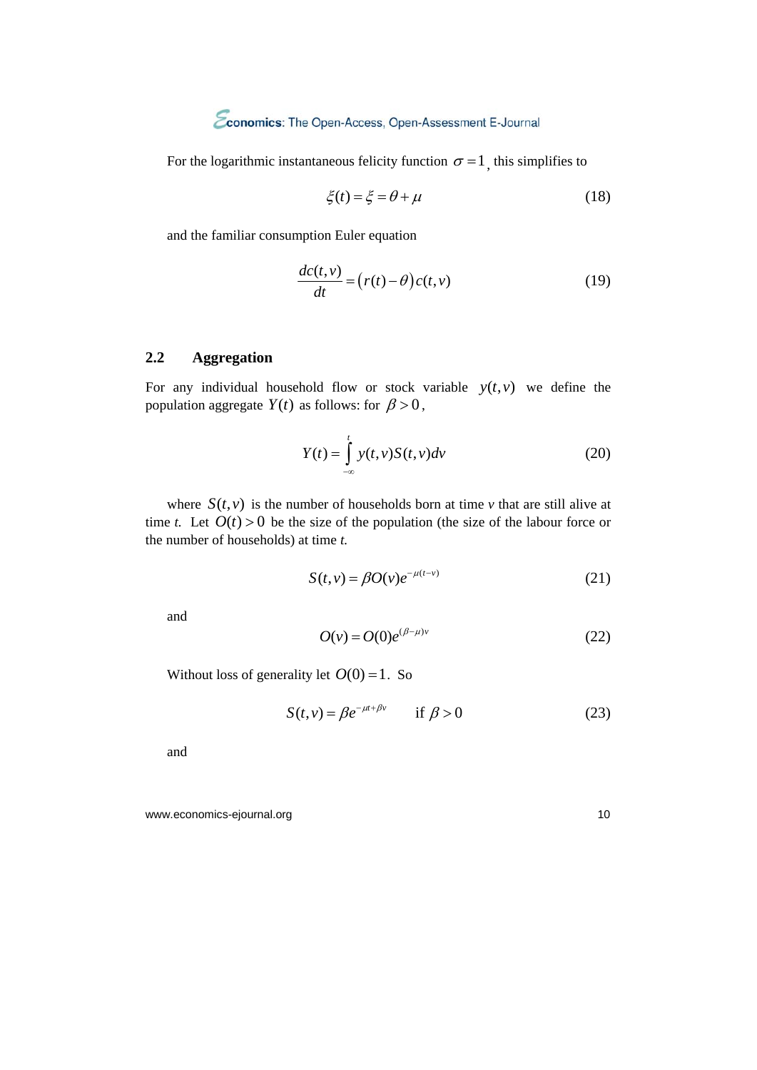For the logarithmic instantaneous felicity function $\sigma = 1$, this simplifies to

$$\xi(t) = \xi = \theta + \mu \tag{18}$$

and the familiar consumption Euler equation

$$\frac{dc(t,v)}{dt} = \left(r(t) - \theta\right)c(t,v) \tag{19}$$

## 2.2 Aggregation

For any individual household flow or stock variable $y(t,v)$ we define the population aggregate $Y(t)$ as follows: for $\beta > 0$,

$$Y(t) = \int_{-\infty}^{t} y(t,v)S(t,v)dv \tag{20}$$

where $S(t,v)$ is the number of households born at time *v* that are still alive at time *t*. Let $O(t) > 0$ be the size of the population (the size of the labour force or the number of households) at time *t*.

$$S(t,v) = \beta O(v)e^{-\mu(t-v)} \tag{21}$$

and

$$O(v) = O(0)e^{(\beta-\mu)v} \tag{22}$$

Without loss of generality let $O(0) = 1$. So

$$S(t,v) = \beta e^{-\mu t + \beta v} \qquad \text{if } \beta > 0 \tag{23}$$

and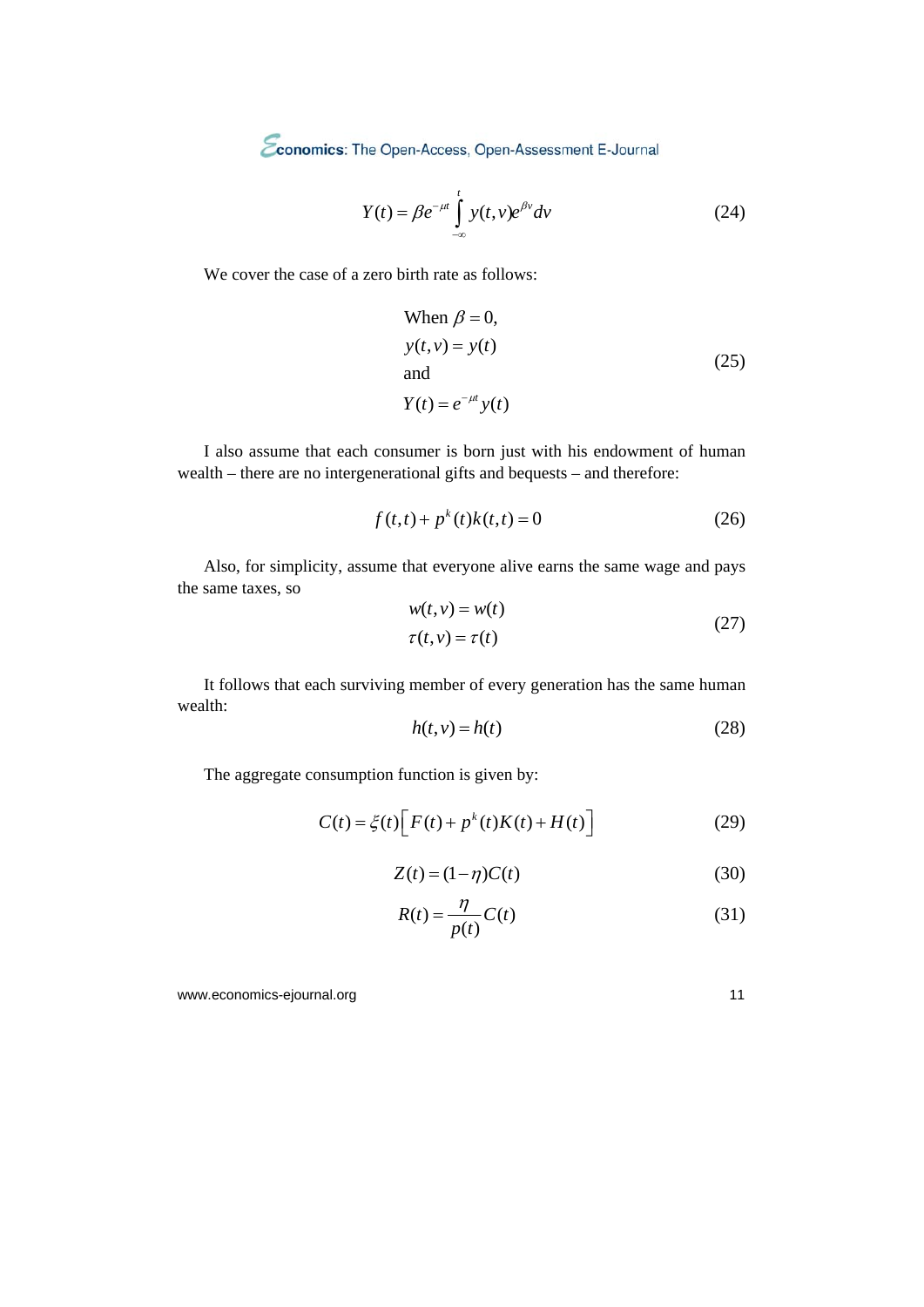$$Y(t) = \beta e^{-\mu t} \int_{-\infty}^{t} y(t,v) e^{\beta v} dv \tag{24}$$

We cover the case of a zero birth rate as follows:

$$\begin{aligned} &\text{When } \beta = 0, \\ &y(t,v) = y(t) \\ &\text{and} \\ &Y(t) = e^{-\mu t} y(t) \end{aligned} \tag{25}$$

I also assume that each consumer is born just with his endowment of human wealth – there are no intergenerational gifts and bequests – and therefore:

$$f(t,t) + p^k(t) k(t,t) = 0 \tag{26}$$

Also, for simplicity, assume that everyone alive earns the same wage and pays the same taxes, so

$$\begin{aligned} w(t,v) &= w(t) \\ \tau(t,v) &= \tau(t) \end{aligned} \tag{27}$$

It follows that each surviving member of every generation has the same human wealth:

$$h(t,v) = h(t) \tag{28}$$

The aggregate consumption function is given by:

$$C(t) = \xi(t) \left[ F(t) + p^k(t) K(t) + H(t) \right] \tag{29}$$

$$Z(t) = (1-\eta) C(t) \tag{30}$$

$$R(t) = \frac{\eta}{p(t)} C(t) \tag{31}$$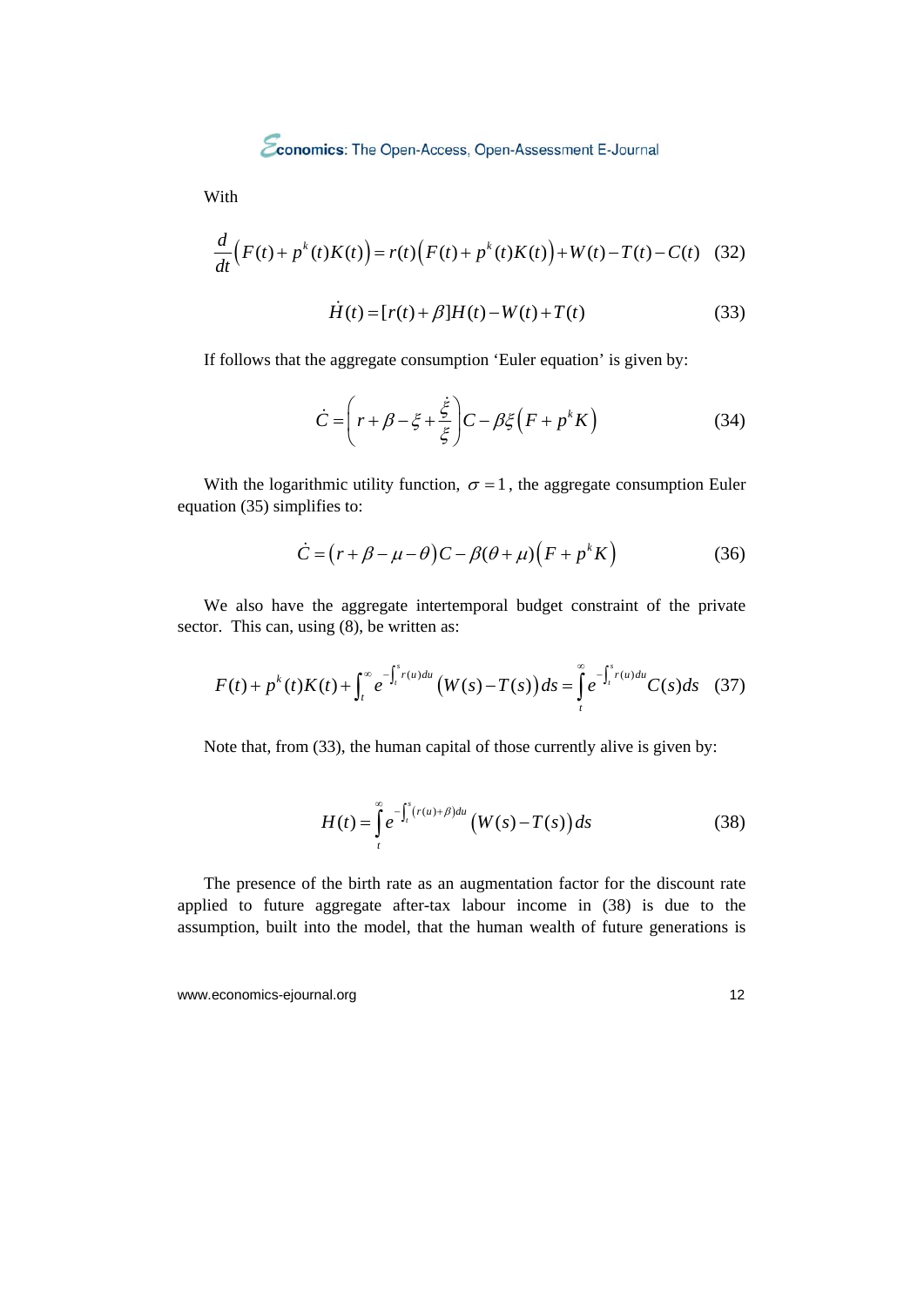With

$$\frac{d}{dt}\Big(F(t)+p^{k}(t)K(t)\Big)=r(t)\Big(F(t)+p^{k}(t)K(t)\Big)+W(t)-T(t)-C(t) \quad (32)$$

$$\dot{H}(t)=[r(t)+\beta]H(t)-W(t)+T(t) \quad (33)$$

If follows that the aggregate consumption 'Euler equation' is given by:

$$\dot{C}=\left(r+\beta-\xi+\frac{\dot{\xi}}{\xi}\right)C-\beta\xi\Big(F+p^{k}K\Big) \quad (34)$$

With the logarithmic utility function, $\sigma=1$, the aggregate consumption Euler equation (35) simplifies to:

$$\dot{C}=\big(r+\beta-\mu-\theta\big)C-\beta(\theta+\mu)\Big(F+p^{k}K\Big) \quad (36)$$

We also have the aggregate intertemporal budget constraint of the private sector. This can, using (8), be written as:

$$F(t)+p^{k}(t)K(t)+\int_{t}^{\infty}e^{-\int_{t}^{s}r(u)du}\big(W(s)-T(s)\big)ds=\int_{t}^{\infty}e^{-\int_{t}^{s}r(u)du}C(s)ds \quad (37)$$

Note that, from (33), the human capital of those currently alive is given by:

$$H(t)=\int_{t}^{\infty}e^{-\int_{t}^{s}\left(r(u)+\beta\right)du}\big(W(s)-T(s)\big)ds \quad (38)$$

The presence of the birth rate as an augmentation factor for the discount rate applied to future aggregate after-tax labour income in (38) is due to the assumption, built into the model, that the human wealth of future generations is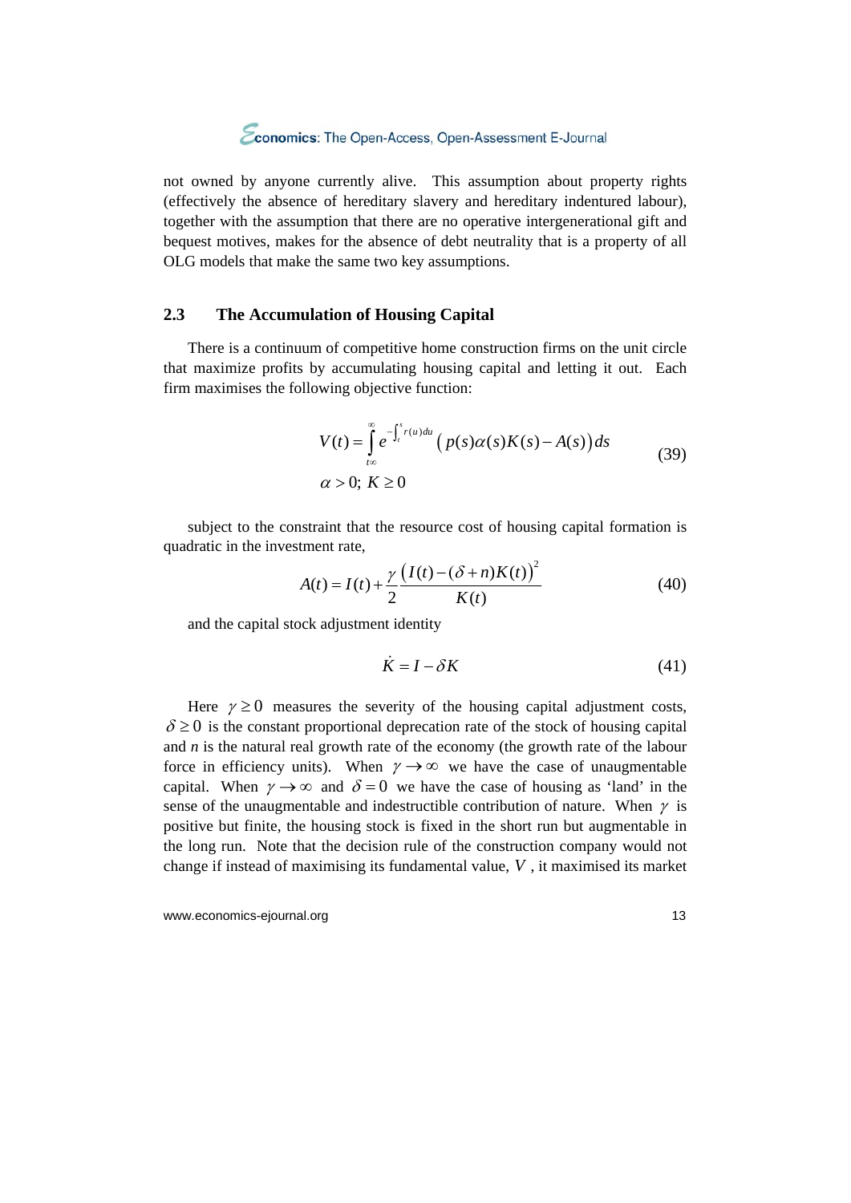not owned by anyone currently alive. This assumption about property rights (effectively the absence of hereditary slavery and hereditary indentured labour), together with the assumption that there are no operative intergenerational gift and bequest motives, makes for the absence of debt neutrality that is a property of all OLG models that make the same two key assumptions.

### 2.3 The Accumulation of Housing Capital

There is a continuum of competitive home construction firms on the unit circle that maximize profits by accumulating housing capital and letting it out. Each firm maximises the following objective function:

$$
\begin{aligned}
V(t) &= \int_{t}^{\infty} e^{-\int_t^s r(u)du} \left( p(s)\alpha(s)K(s) - A(s) \right) ds \\
&\alpha > 0;\ K \geq 0
\end{aligned}
\tag{39}
$$

subject to the constraint that the resource cost of housing capital formation is quadratic in the investment rate,

$$
A(t) = I(t) + \frac{\gamma}{2} \frac{\left(I(t) - (\delta + n)K(t)\right)^2}{K(t)} \tag{40}
$$

and the capital stock adjustment identity

$$
\dot{K} = I - \delta K \tag{41}
$$

Here $\gamma \geq 0$ measures the severity of the housing capital adjustment costs, $\delta \geq 0$ is the constant proportional deprecation rate of the stock of housing capital and $n$ is the natural real growth rate of the economy (the growth rate of the labour force in efficiency units). When $\gamma \to \infty$ we have the case of unaugmentable capital. When $\gamma \to \infty$ and $\delta = 0$ we have the case of housing as 'land' in the sense of the unaugmentable and indestructible contribution of nature. When $\gamma$ is positive but finite, the housing stock is fixed in the short run but augmentable in the long run. Note that the decision rule of the construction company would not change if instead of maximising its fundamental value, $V$, it maximised its market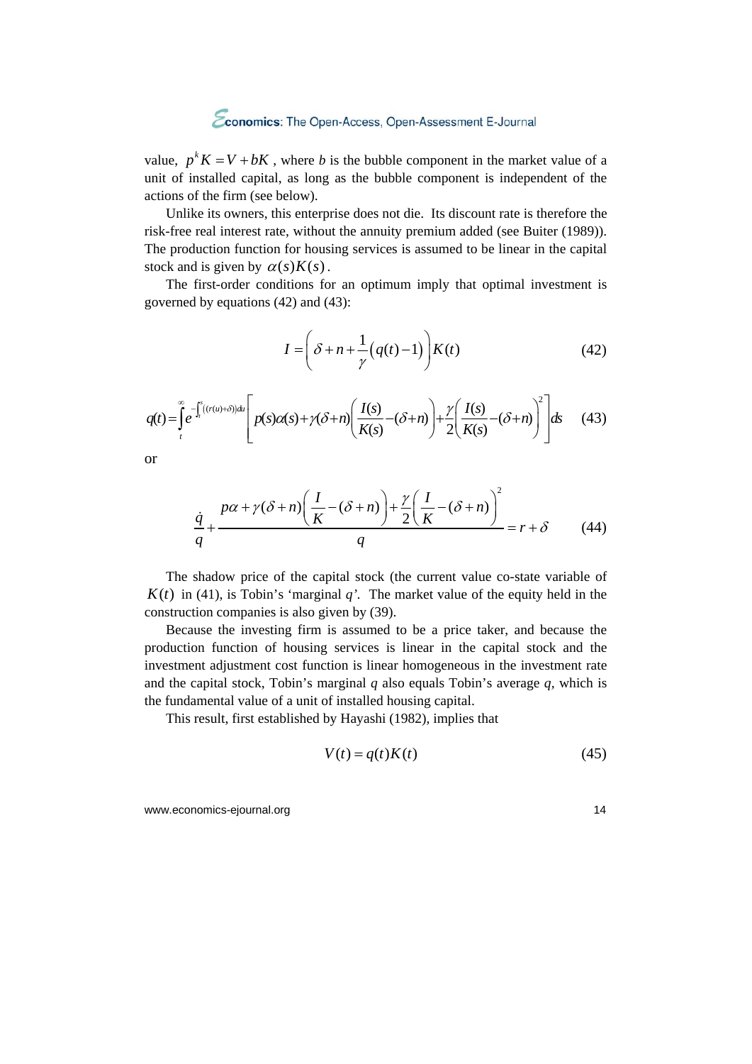value, $p^k K = V + bK$ , where $b$ is the bubble component in the market value of a unit of installed capital, as long as the bubble component is independent of the actions of the firm (see below).

Unlike its owners, this enterprise does not die. Its discount rate is therefore the risk-free real interest rate, without the annuity premium added (see Buiter (1989)). The production function for housing services is assumed to be linear in the capital stock and is given by $\alpha(s)K(s)$.

The first-order conditions for an optimum imply that optimal investment is governed by equations (42) and (43):

$$I = \left(\delta + n + \frac{1}{\gamma}\left(q(t) - 1\right)\right)K(t) \tag{42}$$

$$q(t) = \int_t^\infty e^{-\int_t^s ((r(u)+\delta))du} \left[ p(s)\alpha(s) + \gamma(\delta+n)\left(\frac{I(s)}{K(s)} - (\delta+n)\right) + \frac{\gamma}{2}\left(\frac{I(s)}{K(s)} - (\delta+n)\right)^2 \right] ds \tag{43}$$

or

$$\frac{\dot{q}}{q} + \frac{p\alpha + \gamma(\delta+n)\left(\frac{I}{K} - (\delta+n)\right) + \frac{\gamma}{2}\left(\frac{I}{K} - (\delta+n)\right)^2}{q} = r + \delta \tag{44}$$

The shadow price of the capital stock (the current value co-state variable of $K(t)$ in (41), is Tobin's 'marginal $q$'. The market value of the equity held in the construction companies is also given by (39).

Because the investing firm is assumed to be a price taker, and because the production function of housing services is linear in the capital stock and the investment adjustment cost function is linear homogeneous in the investment rate and the capital stock, Tobin's marginal $q$ also equals Tobin's average $q$, which is the fundamental value of a unit of installed housing capital.

This result, first established by Hayashi (1982), implies that

$$V(t) = q(t)K(t) \tag{45}$$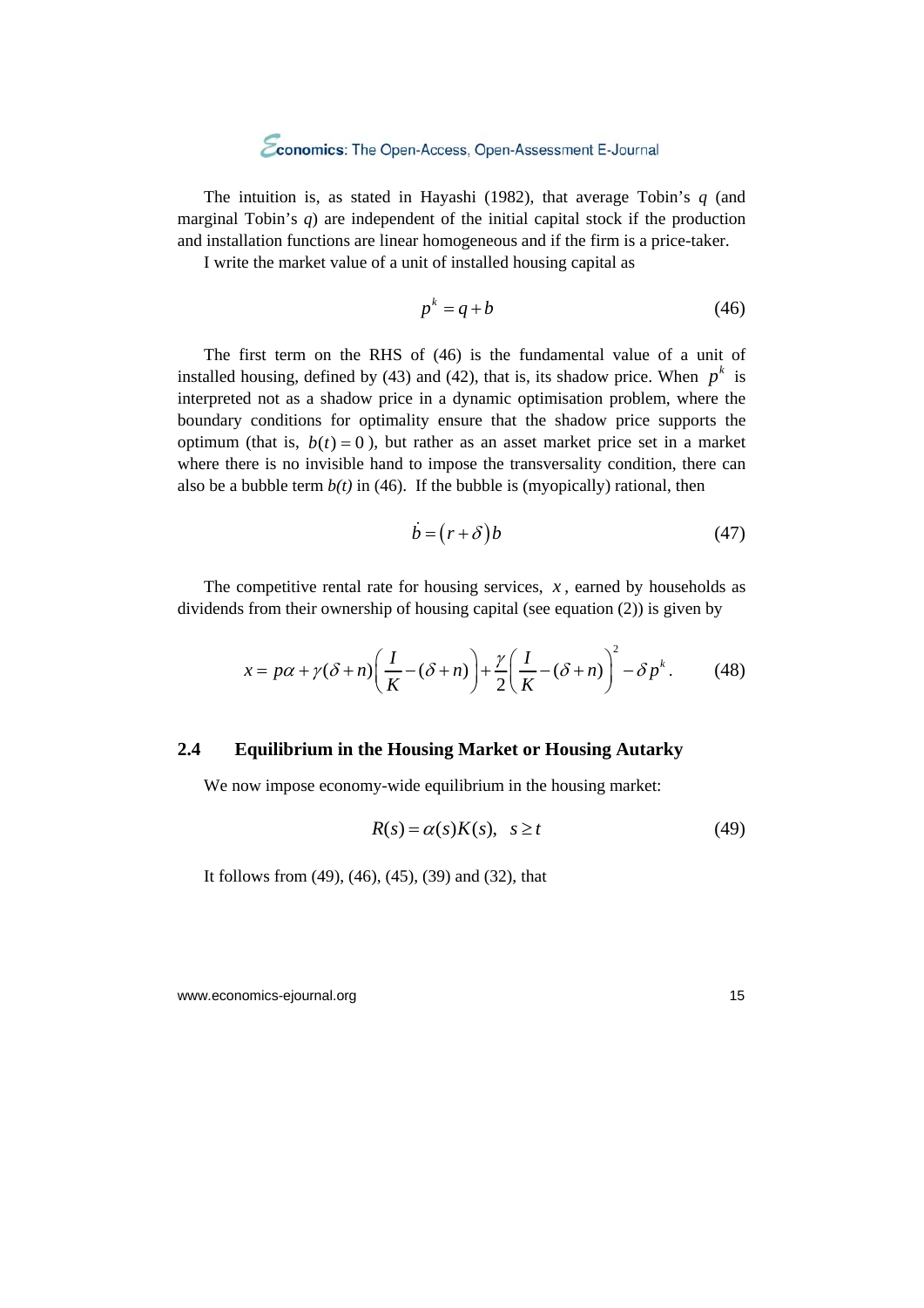The intuition is, as stated in Hayashi (1982), that average Tobin's $q$ (and marginal Tobin's $q$) are independent of the initial capital stock if the production and installation functions are linear homogeneous and if the firm is a price-taker.

I write the market value of a unit of installed housing capital as

$$p^k = q + b \tag{46}$$

The first term on the RHS of (46) is the fundamental value of a unit of installed housing, defined by (43) and (42), that is, its shadow price. When $p^k$ is interpreted not as a shadow price in a dynamic optimisation problem, where the boundary conditions for optimality ensure that the shadow price supports the optimum (that is, $b(t) = 0$), but rather as an asset market price set in a market where there is no invisible hand to impose the transversality condition, there can also be a bubble term $b(t)$ in (46). If the bubble is (myopically) rational, then

$$\dot{b} = \left(r + \delta\right) b \tag{47}$$

The competitive rental rate for housing services, $x$, earned by households as dividends from their ownership of housing capital (see equation (2)) is given by

$$x = p\alpha + \gamma(\delta + n)\left(\frac{I}{K} - (\delta + n)\right) + \frac{\gamma}{2}\left(\frac{I}{K} - (\delta + n)\right)^2 - \delta p^k . \tag{48}$$

## 2.4 Equilibrium in the Housing Market or Housing Autarky

We now impose economy-wide equilibrium in the housing market:

$$R(s) = \alpha(s) K(s), \quad s \geq t \tag{49}$$

It follows from (49), (46), (45), (39) and (32), that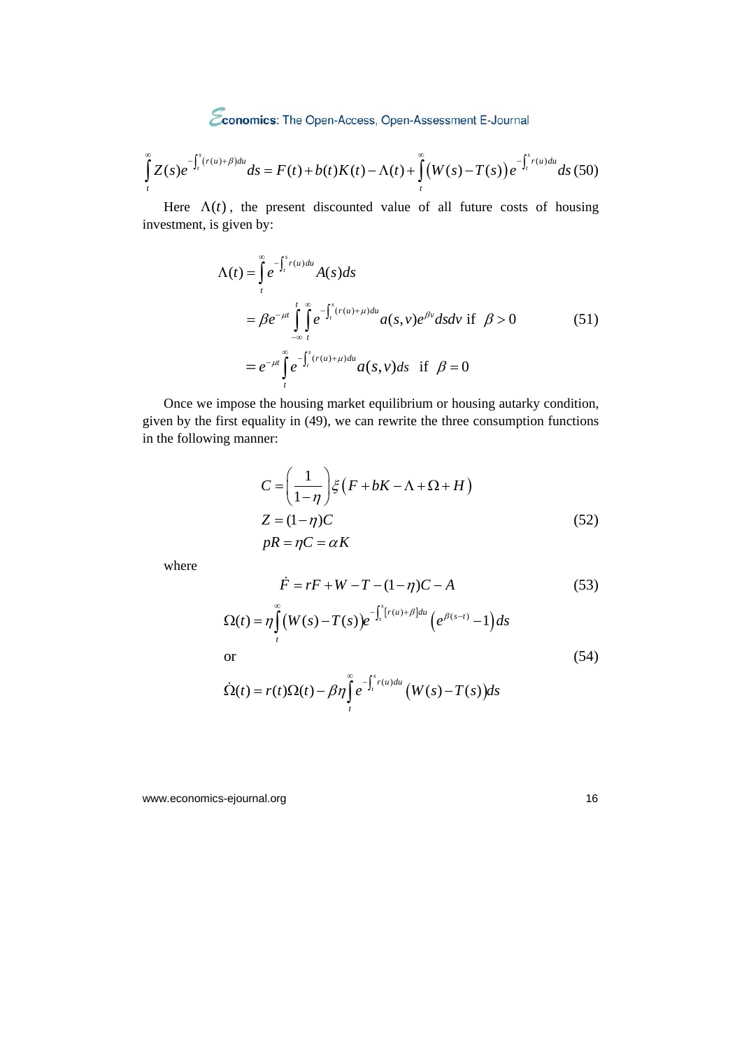$$\int_t^\infty Z(s)e^{-\int_t^s (r(u)+\beta)du} ds = F(t) + b(t)K(t) - \Lambda(t) + \int_t^\infty \left(W(s) - T(s)\right) e^{-\int_t^s r(u)du} ds \quad (50)$$

Here $\Lambda(t)$, the present discounted value of all future costs of housing investment, is given by:

$$\begin{aligned}
\Lambda(t) &= \int_t^\infty e^{-\int_t^s r(u)du} A(s)ds \\
&= \beta e^{-\mu t} \int_{-\infty}^{t} \int_t^\infty e^{-\int_t^s (r(u)+\mu)du} a(s,v)e^{\beta v} ds dv \text{ if } \beta > 0 \\
&= e^{-\mu t} \int_t^\infty e^{-\int_t^s (r(u)+\mu)du} a(s,v)ds \text{ if } \beta = 0
\end{aligned} \quad (51)$$

Once we impose the housing market equilibrium or housing autarky condition, given by the first equality in (49), we can rewrite the three consumption functions in the following manner:

$$\begin{aligned}
C &= \left(\frac{1}{1-\eta}\right)\xi\left(F + bK - \Lambda + \Omega + H\right) \\
Z &= (1-\eta)C \\
pR &= \eta C = \alpha K
\end{aligned} \quad (52)$$

where

$$\dot{F} = rF + W - T - (1-\eta)C - A \quad (53)$$

$$\Omega(t) = \eta \int_t^\infty \left(W(s) - T(s)\right) e^{-\int_t^s [r(u)+\beta]du} \left(e^{\beta(s-t)} - 1\right) ds$$

or $\quad (54)$

$$\dot{\Omega}(t) = r(t)\Omega(t) - \beta\eta \int_t^\infty e^{-\int_t^s r(u)du} \left(W(s) - T(s)\right) ds$$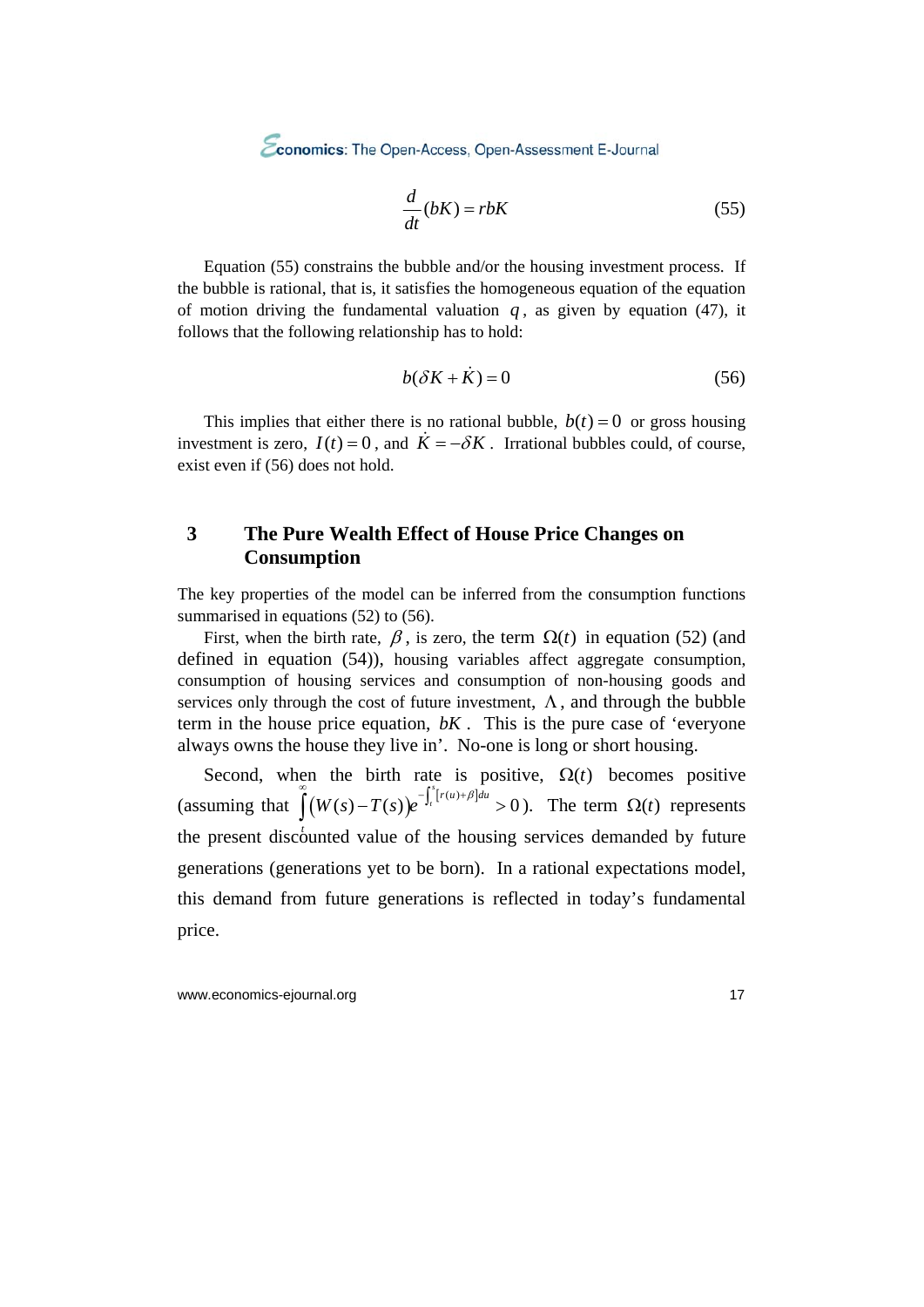$$\frac{d}{dt}(bK) = rbK \tag{55}$$

Equation (55) constrains the bubble and/or the housing investment process. If the bubble is rational, that is, it satisfies the homogeneous equation of the equation of motion driving the fundamental valuation $q$, as given by equation (47), it follows that the following relationship has to hold:

$$b(\delta K + \dot{K}) = 0 \tag{56}$$

This implies that either there is no rational bubble, $b(t) = 0$ or gross housing investment is zero, $I(t) = 0$, and $\dot{K} = -\delta K$. Irrational bubbles could, of course, exist even if (56) does not hold.

# 3 The Pure Wealth Effect of House Price Changes on Consumption

The key properties of the model can be inferred from the consumption functions summarised in equations (52) to (56).

First, when the birth rate, $\beta$, is zero, the term $\Omega(t)$ in equation (52) (and defined in equation (54)), housing variables affect aggregate consumption, consumption of housing services and consumption of non-housing goods and services only through the cost of future investment, $\Lambda$, and through the bubble term in the house price equation, $bK$. This is the pure case of 'everyone always owns the house they live in'. No-one is long or short housing.

Second, when the birth rate is positive, $\Omega(t)$ becomes positive (assuming that $\int_t^\infty \big(W(s) - T(s)\big) e^{-\int_t^s [r(u)+\beta]du} > 0$). The term $\Omega(t)$ represents the present discounted value of the housing services demanded by future generations (generations yet to be born). In a rational expectations model, this demand from future generations is reflected in today's fundamental price.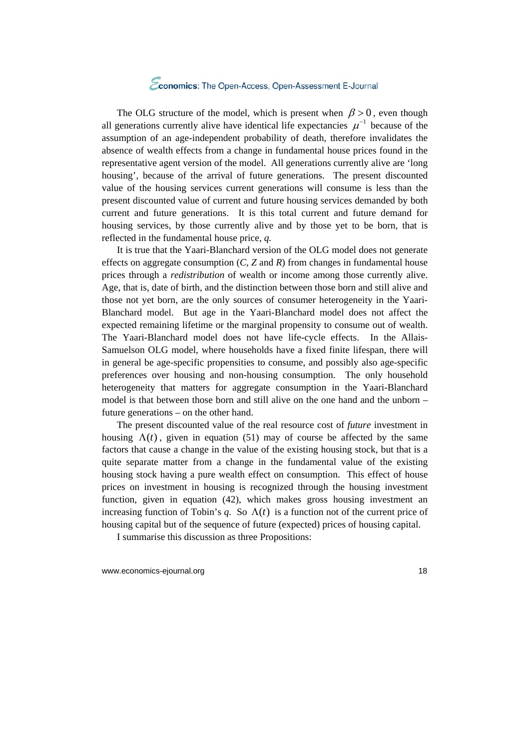The OLG structure of the model, which is present when $\beta > 0$, even though all generations currently alive have identical life expectancies $\mu^{-1}$ because of the assumption of an age-independent probability of death, therefore invalidates the absence of wealth effects from a change in fundamental house prices found in the representative agent version of the model. All generations currently alive are 'long housing', because of the arrival of future generations. The present discounted value of the housing services current generations will consume is less than the present discounted value of current and future housing services demanded by both current and future generations. It is this total current and future demand for housing services, by those currently alive and by those yet to be born, that is reflected in the fundamental house price, *q.*

It is true that the Yaari-Blanchard version of the OLG model does not generate effects on aggregate consumption (*C*, *Z* and *R*) from changes in fundamental house prices through a *redistribution* of wealth or income among those currently alive. Age, that is, date of birth, and the distinction between those born and still alive and those not yet born, are the only sources of consumer heterogeneity in the Yaari-Blanchard model. But age in the Yaari-Blanchard model does not affect the expected remaining lifetime or the marginal propensity to consume out of wealth. The Yaari-Blanchard model does not have life-cycle effects. In the Allais-Samuelson OLG model, where households have a fixed finite lifespan, there will in general be age-specific propensities to consume, and possibly also age-specific preferences over housing and non-housing consumption. The only household heterogeneity that matters for aggregate consumption in the Yaari-Blanchard model is that between those born and still alive on the one hand and the unborn – future generations – on the other hand.

The present discounted value of the real resource cost of *future* investment in housing $\Lambda(t)$, given in equation (51) may of course be affected by the same factors that cause a change in the value of the existing housing stock, but that is a quite separate matter from a change in the fundamental value of the existing housing stock having a pure wealth effect on consumption. This effect of house prices on investment in housing is recognized through the housing investment function, given in equation (42), which makes gross housing investment an increasing function of Tobin's *q*. So $\Lambda(t)$ is a function not of the current price of housing capital but of the sequence of future (expected) prices of housing capital.

I summarise this discussion as three Propositions: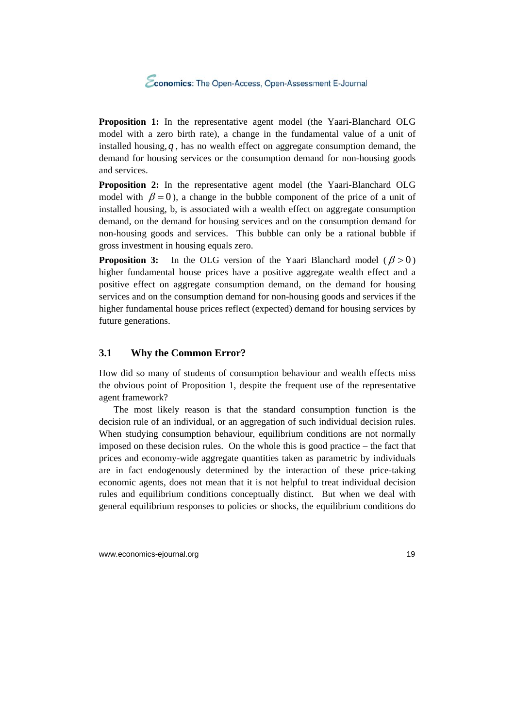**Proposition 1:** In the representative agent model (the Yaari-Blanchard OLG model with a zero birth rate), a change in the fundamental value of a unit of installed housing, $q$, has no wealth effect on aggregate consumption demand, the demand for housing services or the consumption demand for non-housing goods and services.

**Proposition 2:** In the representative agent model (the Yaari-Blanchard OLG model with $\beta = 0$), a change in the bubble component of the price of a unit of installed housing, b, is associated with a wealth effect on aggregate consumption demand, on the demand for housing services and on the consumption demand for non-housing goods and services. This bubble can only be a rational bubble if gross investment in housing equals zero.

**Proposition 3:** In the OLG version of the Yaari Blanchard model ($\beta > 0$) higher fundamental house prices have a positive aggregate wealth effect and a positive effect on aggregate consumption demand, on the demand for housing services and on the consumption demand for non-housing goods and services if the higher fundamental house prices reflect (expected) demand for housing services by future generations.

## 3.1 Why the Common Error?

How did so many of students of consumption behaviour and wealth effects miss the obvious point of Proposition 1, despite the frequent use of the representative agent framework?

The most likely reason is that the standard consumption function is the decision rule of an individual, or an aggregation of such individual decision rules. When studying consumption behaviour, equilibrium conditions are not normally imposed on these decision rules. On the whole this is good practice – the fact that prices and economy-wide aggregate quantities taken as parametric by individuals are in fact endogenously determined by the interaction of these price-taking economic agents, does not mean that it is not helpful to treat individual decision rules and equilibrium conditions conceptually distinct. But when we deal with general equilibrium responses to policies or shocks, the equilibrium conditions do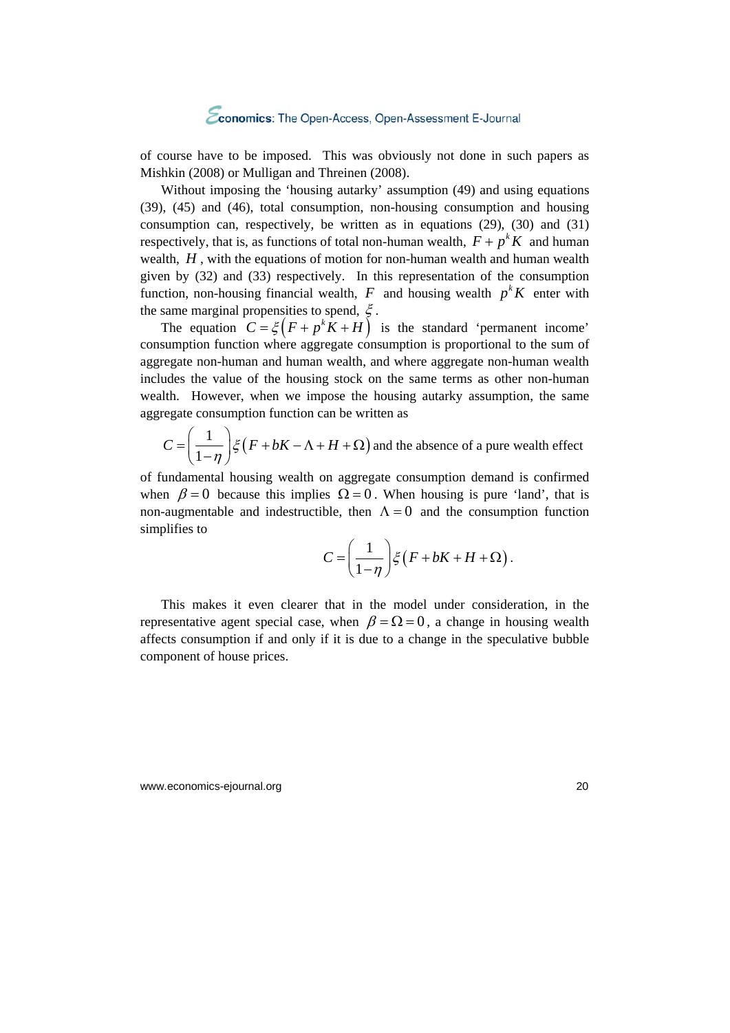of course have to be imposed. This was obviously not done in such papers as Mishkin (2008) or Mulligan and Threinen (2008).

Without imposing the 'housing autarky' assumption (49) and using equations (39), (45) and (46), total consumption, non-housing consumption and housing consumption can, respectively, be written as in equations (29), (30) and (31) respectively, that is, as functions of total non-human wealth, $F + p^k K$ and human wealth, $H$, with the equations of motion for non-human wealth and human wealth given by (32) and (33) respectively. In this representation of the consumption function, non-housing financial wealth, $F$ and housing wealth $p^k K$ enter with the same marginal propensities to spend, $\xi$.

The equation $C = \xi\left(F + p^k K + H\right)$ is the standard 'permanent income' consumption function where aggregate consumption is proportional to the sum of aggregate non-human and human wealth, and where aggregate non-human wealth includes the value of the housing stock on the same terms as other non-human wealth. However, when we impose the housing autarky assumption, the same aggregate consumption function can be written as

$C = \left(\dfrac{1}{1-\eta}\right)\xi\left(F + bK - \Lambda + H + \Omega\right)$ and the absence of a pure wealth effect of fundamental housing wealth on aggregate consumption demand is confirmed when $\beta = 0$ because this implies $\Omega = 0$. When housing is pure 'land', that is non-augmentable and indestructible, then $\Lambda = 0$ and the consumption function simplifies to

$$C = \left(\frac{1}{1-\eta}\right)\xi\left(F + bK + H + \Omega\right).$$

This makes it even clearer that in the model under consideration, in the representative agent special case, when $\beta = \Omega = 0$, a change in housing wealth affects consumption if and only if it is due to a change in the speculative bubble component of house prices.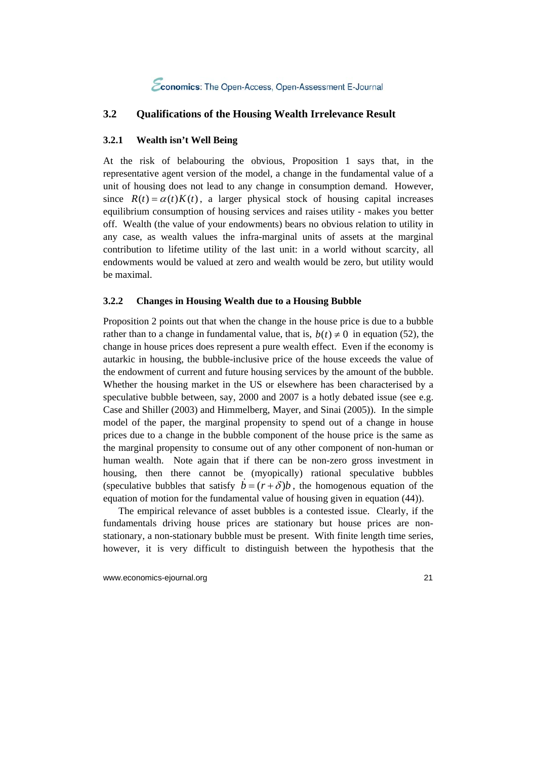## 3.2 Qualifications of the Housing Wealth Irrelevance Result

### 3.2.1 Wealth isn't Well Being

At the risk of belabouring the obvious, Proposition 1 says that, in the representative agent version of the model, a change in the fundamental value of a unit of housing does not lead to any change in consumption demand. However, since $R(t) = \alpha(t)K(t)$, a larger physical stock of housing capital increases equilibrium consumption of housing services and raises utility - makes you better off. Wealth (the value of your endowments) bears no obvious relation to utility in any case, as wealth values the infra-marginal units of assets at the marginal contribution to lifetime utility of the last unit: in a world without scarcity, all endowments would be valued at zero and wealth would be zero, but utility would be maximal.

### 3.2.2 Changes in Housing Wealth due to a Housing Bubble

Proposition 2 points out that when the change in the house price is due to a bubble rather than to a change in fundamental value, that is, $b(t) \neq 0$ in equation (52), the change in house prices does represent a pure wealth effect. Even if the economy is autarkic in housing, the bubble-inclusive price of the house exceeds the value of the endowment of current and future housing services by the amount of the bubble. Whether the housing market in the US or elsewhere has been characterised by a speculative bubble between, say, 2000 and 2007 is a hotly debated issue (see e.g. Case and Shiller (2003) and Himmelberg, Mayer, and Sinai (2005)). In the simple model of the paper, the marginal propensity to spend out of a change in house prices due to a change in the bubble component of the house price is the same as the marginal propensity to consume out of any other component of non-human or human wealth. Note again that if there can be non-zero gross investment in housing, then there cannot be (myopically) rational speculative bubbles (speculative bubbles that satisfy $\dot{b} = (r + \delta)b$, the homogenous equation of the equation of motion for the fundamental value of housing given in equation (44)).

The empirical relevance of asset bubbles is a contested issue. Clearly, if the fundamentals driving house prices are stationary but house prices are non-stationary, a non-stationary bubble must be present. With finite length time series, however, it is very difficult to distinguish between the hypothesis that the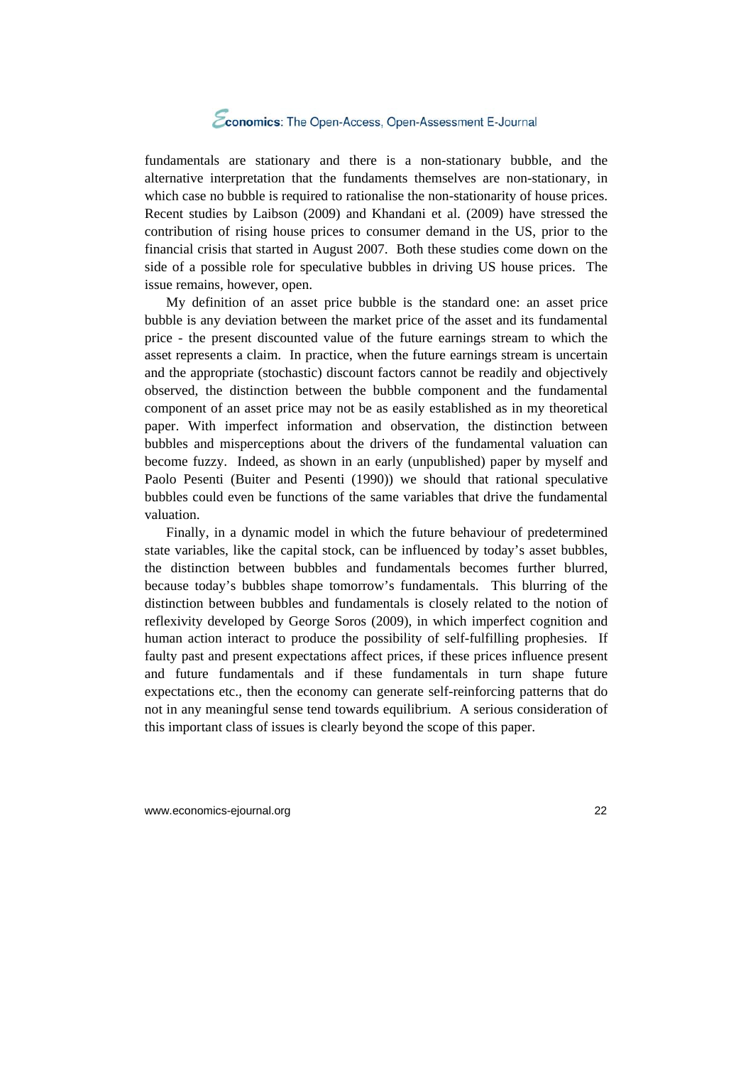fundamentals are stationary and there is a non-stationary bubble, and the alternative interpretation that the fundaments themselves are non-stationary, in which case no bubble is required to rationalise the non-stationarity of house prices. Recent studies by Laibson (2009) and Khandani et al. (2009) have stressed the contribution of rising house prices to consumer demand in the US, prior to the financial crisis that started in August 2007. Both these studies come down on the side of a possible role for speculative bubbles in driving US house prices. The issue remains, however, open.

My definition of an asset price bubble is the standard one: an asset price bubble is any deviation between the market price of the asset and its fundamental price - the present discounted value of the future earnings stream to which the asset represents a claim. In practice, when the future earnings stream is uncertain and the appropriate (stochastic) discount factors cannot be readily and objectively observed, the distinction between the bubble component and the fundamental component of an asset price may not be as easily established as in my theoretical paper. With imperfect information and observation, the distinction between bubbles and misperceptions about the drivers of the fundamental valuation can become fuzzy. Indeed, as shown in an early (unpublished) paper by myself and Paolo Pesenti (Buiter and Pesenti (1990)) we should that rational speculative bubbles could even be functions of the same variables that drive the fundamental valuation.

Finally, in a dynamic model in which the future behaviour of predetermined state variables, like the capital stock, can be influenced by today's asset bubbles, the distinction between bubbles and fundamentals becomes further blurred, because today's bubbles shape tomorrow's fundamentals. This blurring of the distinction between bubbles and fundamentals is closely related to the notion of reflexivity developed by George Soros (2009), in which imperfect cognition and human action interact to produce the possibility of self-fulfilling prophesies. If faulty past and present expectations affect prices, if these prices influence present and future fundamentals and if these fundamentals in turn shape future expectations etc., then the economy can generate self-reinforcing patterns that do not in any meaningful sense tend towards equilibrium. A serious consideration of this important class of issues is clearly beyond the scope of this paper.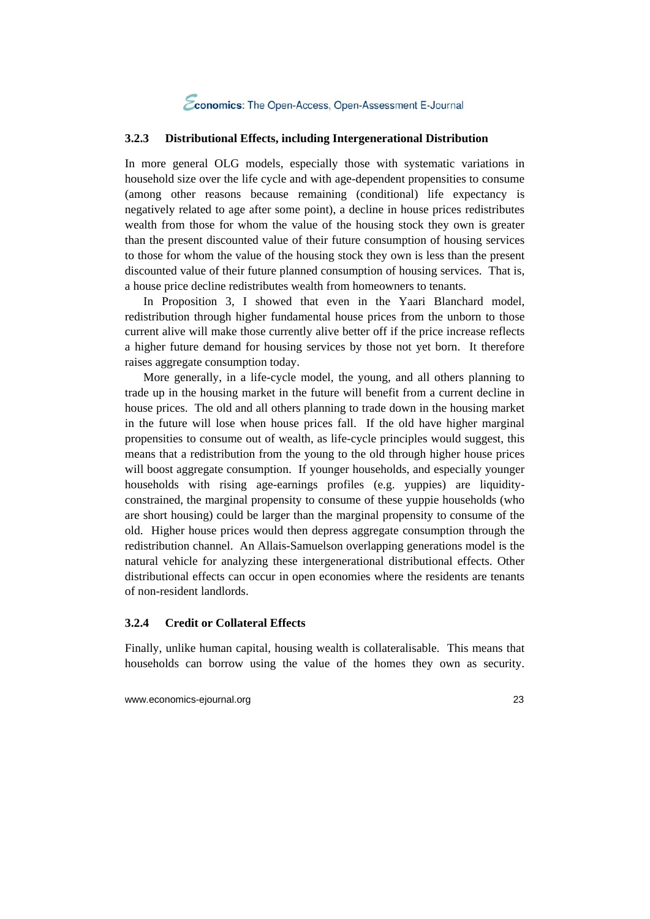### 3.2.3 Distributional Effects, including Intergenerational Distribution

In more general OLG models, especially those with systematic variations in household size over the life cycle and with age-dependent propensities to consume (among other reasons because remaining (conditional) life expectancy is negatively related to age after some point), a decline in house prices redistributes wealth from those for whom the value of the housing stock they own is greater than the present discounted value of their future consumption of housing services to those for whom the value of the housing stock they own is less than the present discounted value of their future planned consumption of housing services. That is, a house price decline redistributes wealth from homeowners to tenants.

In Proposition 3, I showed that even in the Yaari Blanchard model, redistribution through higher fundamental house prices from the unborn to those current alive will make those currently alive better off if the price increase reflects a higher future demand for housing services by those not yet born. It therefore raises aggregate consumption today.

More generally, in a life-cycle model, the young, and all others planning to trade up in the housing market in the future will benefit from a current decline in house prices. The old and all others planning to trade down in the housing market in the future will lose when house prices fall. If the old have higher marginal propensities to consume out of wealth, as life-cycle principles would suggest, this means that a redistribution from the young to the old through higher house prices will boost aggregate consumption. If younger households, and especially younger households with rising age-earnings profiles (e.g. yuppies) are liquidity-constrained, the marginal propensity to consume of these yuppie households (who are short housing) could be larger than the marginal propensity to consume of the old. Higher house prices would then depress aggregate consumption through the redistribution channel. An Allais-Samuelson overlapping generations model is the natural vehicle for analyzing these intergenerational distributional effects. Other distributional effects can occur in open economies where the residents are tenants of non-resident landlords.

### 3.2.4 Credit or Collateral Effects

Finally, unlike human capital, housing wealth is collateralisable. This means that households can borrow using the value of the homes they own as security.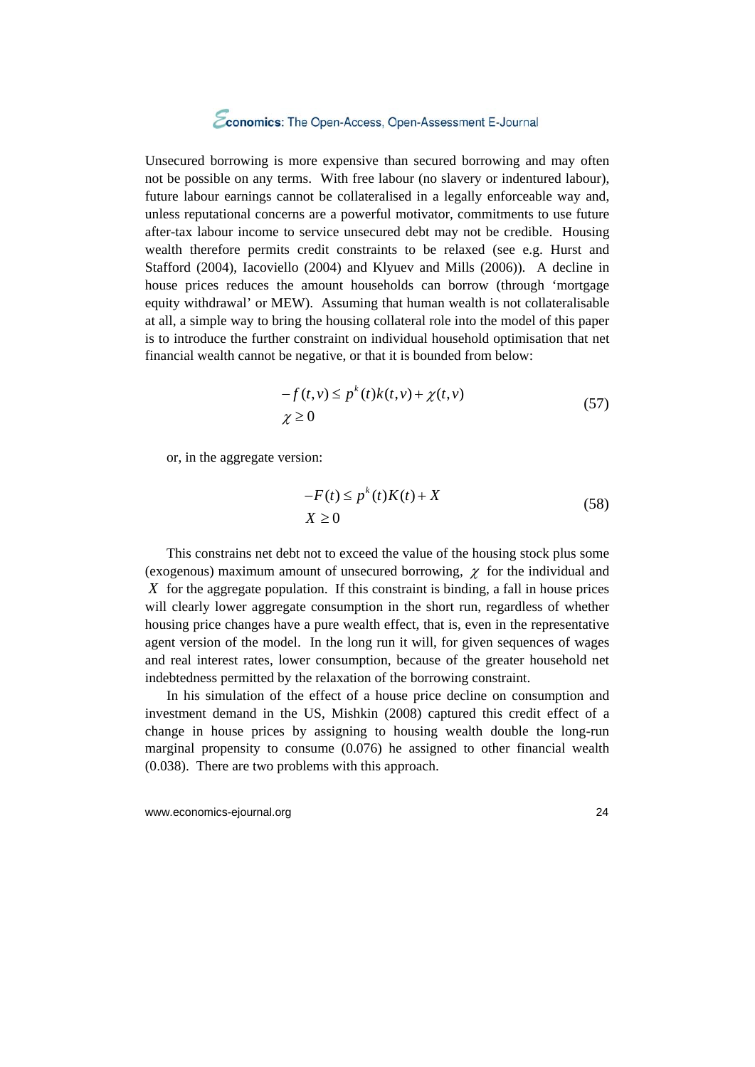Unsecured borrowing is more expensive than secured borrowing and may often not be possible on any terms. With free labour (no slavery or indentured labour), future labour earnings cannot be collateralised in a legally enforceable way and, unless reputational concerns are a powerful motivator, commitments to use future after-tax labour income to service unsecured debt may not be credible. Housing wealth therefore permits credit constraints to be relaxed (see e.g. Hurst and Stafford (2004), Iacoviello (2004) and Klyuev and Mills (2006)). A decline in house prices reduces the amount households can borrow (through 'mortgage equity withdrawal' or MEW). Assuming that human wealth is not collateralisable at all, a simple way to bring the housing collateral role into the model of this paper is to introduce the further constraint on individual household optimisation that net financial wealth cannot be negative, or that it is bounded from below:

$$
\begin{aligned}
&-f(t,v) \leq p^k(t)k(t,v) + \chi(t,v) \\
&\chi \geq 0
\end{aligned}
\tag{57}
$$

or, in the aggregate version:

$$
\begin{aligned}
&-F(t) \leq p^k(t)K(t) + X \\
&X \geq 0
\end{aligned}
\tag{58}
$$

This constrains net debt not to exceed the value of the housing stock plus some (exogenous) maximum amount of unsecured borrowing, $\chi$ for the individual and $X$ for the aggregate population. If this constraint is binding, a fall in house prices will clearly lower aggregate consumption in the short run, regardless of whether housing price changes have a pure wealth effect, that is, even in the representative agent version of the model. In the long run it will, for given sequences of wages and real interest rates, lower consumption, because of the greater household net indebtedness permitted by the relaxation of the borrowing constraint.

In his simulation of the effect of a house price decline on consumption and investment demand in the US, Mishkin (2008) captured this credit effect of a change in house prices by assigning to housing wealth double the long-run marginal propensity to consume (0.076) he assigned to other financial wealth (0.038). There are two problems with this approach.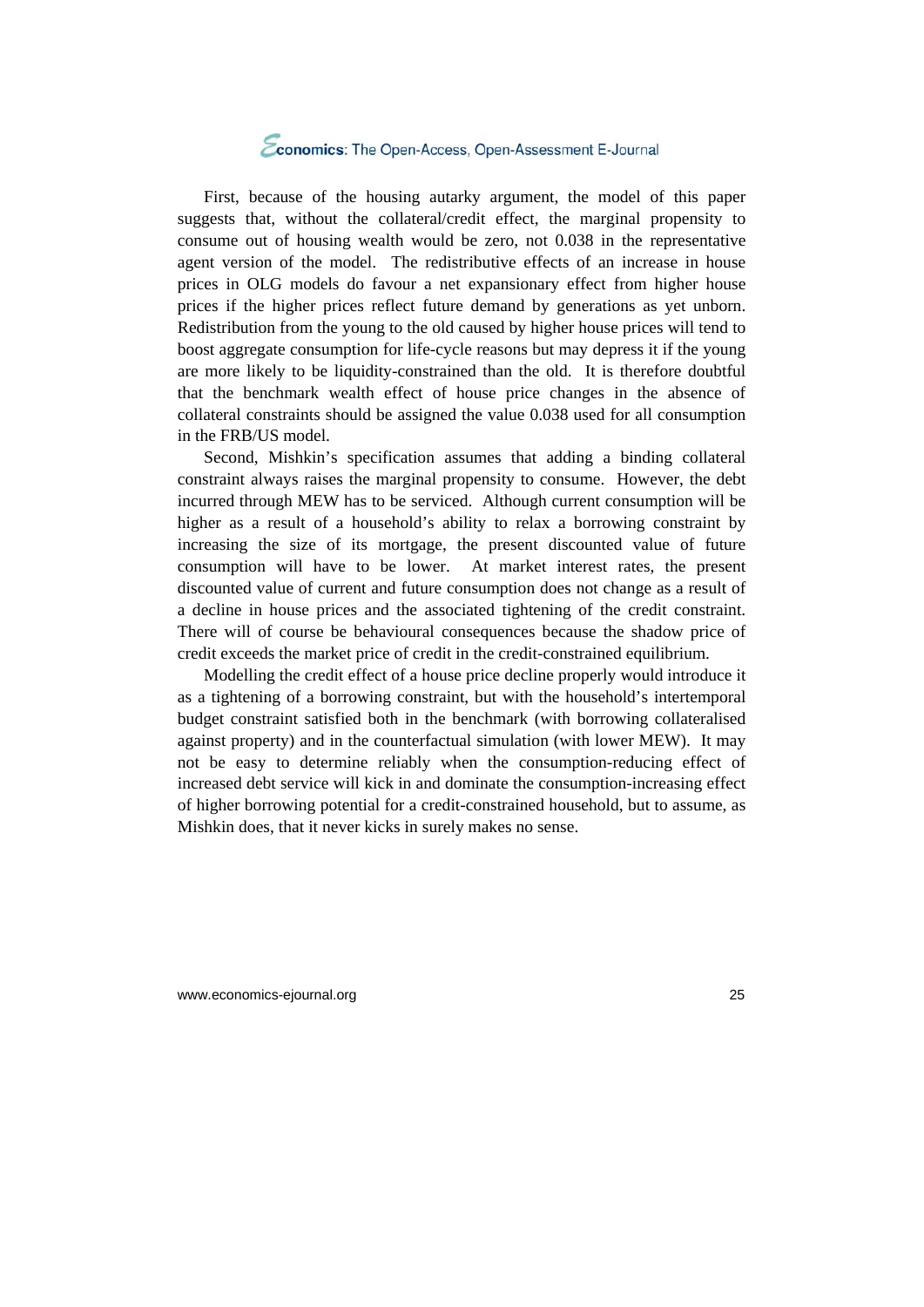First, because of the housing autarky argument, the model of this paper suggests that, without the collateral/credit effect, the marginal propensity to consume out of housing wealth would be zero, not 0.038 in the representative agent version of the model. The redistributive effects of an increase in house prices in OLG models do favour a net expansionary effect from higher house prices if the higher prices reflect future demand by generations as yet unborn. Redistribution from the young to the old caused by higher house prices will tend to boost aggregate consumption for life-cycle reasons but may depress it if the young are more likely to be liquidity-constrained than the old. It is therefore doubtful that the benchmark wealth effect of house price changes in the absence of collateral constraints should be assigned the value 0.038 used for all consumption in the FRB/US model.

Second, Mishkin's specification assumes that adding a binding collateral constraint always raises the marginal propensity to consume. However, the debt incurred through MEW has to be serviced. Although current consumption will be higher as a result of a household's ability to relax a borrowing constraint by increasing the size of its mortgage, the present discounted value of future consumption will have to be lower. At market interest rates, the present discounted value of current and future consumption does not change as a result of a decline in house prices and the associated tightening of the credit constraint. There will of course be behavioural consequences because the shadow price of credit exceeds the market price of credit in the credit-constrained equilibrium.

Modelling the credit effect of a house price decline properly would introduce it as a tightening of a borrowing constraint, but with the household's intertemporal budget constraint satisfied both in the benchmark (with borrowing collateralised against property) and in the counterfactual simulation (with lower MEW). It may not be easy to determine reliably when the consumption-reducing effect of increased debt service will kick in and dominate the consumption-increasing effect of higher borrowing potential for a credit-constrained household, but to assume, as Mishkin does, that it never kicks in surely makes no sense.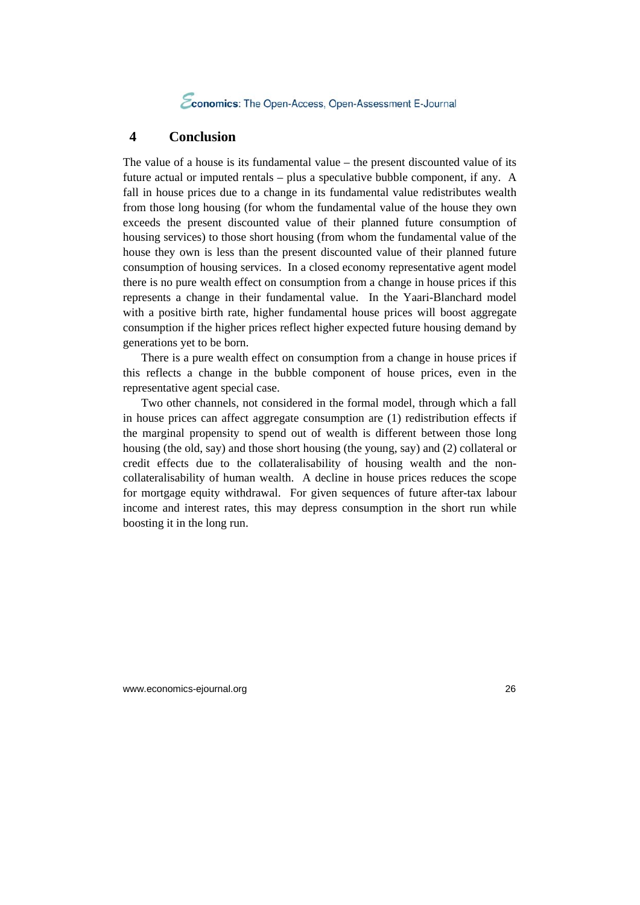## 4 Conclusion

The value of a house is its fundamental value – the present discounted value of its future actual or imputed rentals – plus a speculative bubble component, if any. A fall in house prices due to a change in its fundamental value redistributes wealth from those long housing (for whom the fundamental value of the house they own exceeds the present discounted value of their planned future consumption of housing services) to those short housing (from whom the fundamental value of the house they own is less than the present discounted value of their planned future consumption of housing services. In a closed economy representative agent model there is no pure wealth effect on consumption from a change in house prices if this represents a change in their fundamental value. In the Yaari-Blanchard model with a positive birth rate, higher fundamental house prices will boost aggregate consumption if the higher prices reflect higher expected future housing demand by generations yet to be born.

There is a pure wealth effect on consumption from a change in house prices if this reflects a change in the bubble component of house prices, even in the representative agent special case.

Two other channels, not considered in the formal model, through which a fall in house prices can affect aggregate consumption are (1) redistribution effects if the marginal propensity to spend out of wealth is different between those long housing (the old, say) and those short housing (the young, say) and (2) collateral or credit effects due to the collateralisability of housing wealth and the non-collateralisability of human wealth. A decline in house prices reduces the scope for mortgage equity withdrawal. For given sequences of future after-tax labour income and interest rates, this may depress consumption in the short run while boosting it in the long run.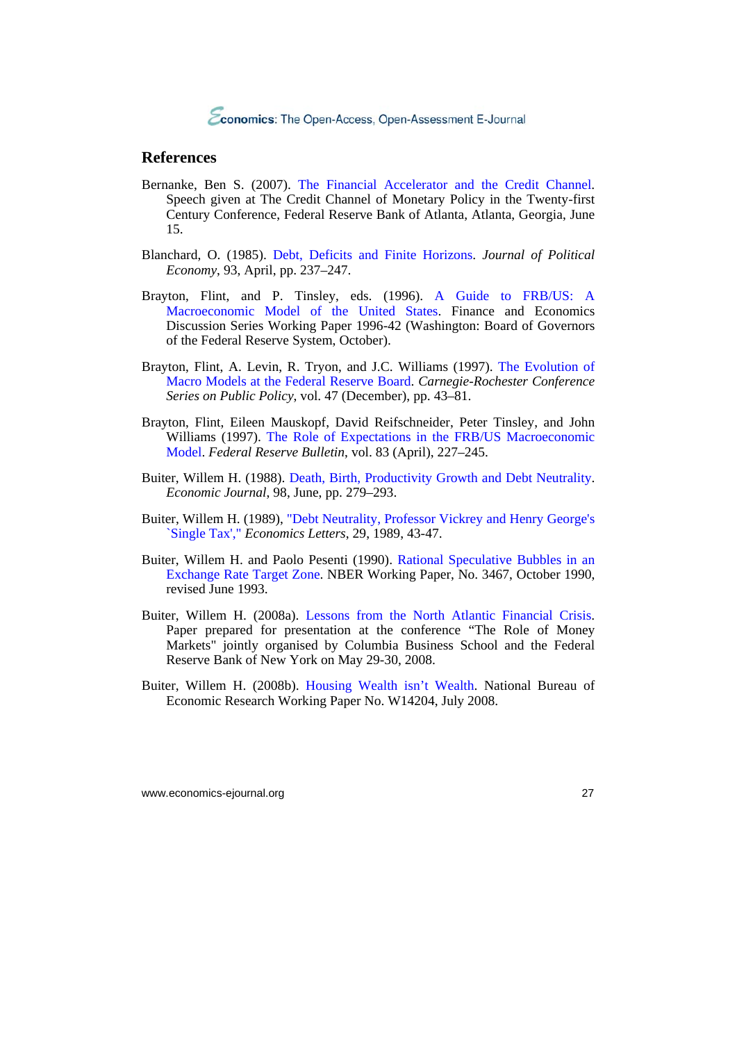## References

Bernanke, Ben S. (2007). The Financial Accelerator and the Credit Channel. Speech given at The Credit Channel of Monetary Policy in the Twenty-first Century Conference, Federal Reserve Bank of Atlanta, Atlanta, Georgia, June 15.

Blanchard, O. (1985). Debt, Deficits and Finite Horizons. *Journal of Political Economy*, 93, April, pp. 237–247.

Brayton, Flint, and P. Tinsley, eds. (1996). A Guide to FRB/US: A Macroeconomic Model of the United States. Finance and Economics Discussion Series Working Paper 1996-42 (Washington: Board of Governors of the Federal Reserve System, October).

Brayton, Flint, A. Levin, R. Tryon, and J.C. Williams (1997). The Evolution of Macro Models at the Federal Reserve Board. *Carnegie-Rochester Conference Series on Public Policy*, vol. 47 (December), pp. 43–81.

Brayton, Flint, Eileen Mauskopf, David Reifschneider, Peter Tinsley, and John Williams (1997). The Role of Expectations in the FRB/US Macroeconomic Model. *Federal Reserve Bulletin*, vol. 83 (April), 227–245.

Buiter, Willem H. (1988). Death, Birth, Productivity Growth and Debt Neutrality. *Economic Journal*, 98, June, pp. 279–293.

Buiter, Willem H. (1989), "Debt Neutrality, Professor Vickrey and Henry George's `Single Tax'," *Economics Letters*, 29, 1989, 43-47.

Buiter, Willem H. and Paolo Pesenti (1990). Rational Speculative Bubbles in an Exchange Rate Target Zone. NBER Working Paper, No. 3467, October 1990, revised June 1993.

Buiter, Willem H. (2008a). Lessons from the North Atlantic Financial Crisis. Paper prepared for presentation at the conference "The Role of Money Markets" jointly organised by Columbia Business School and the Federal Reserve Bank of New York on May 29-30, 2008.

Buiter, Willem H. (2008b). Housing Wealth isn't Wealth. National Bureau of Economic Research Working Paper No. W14204, July 2008.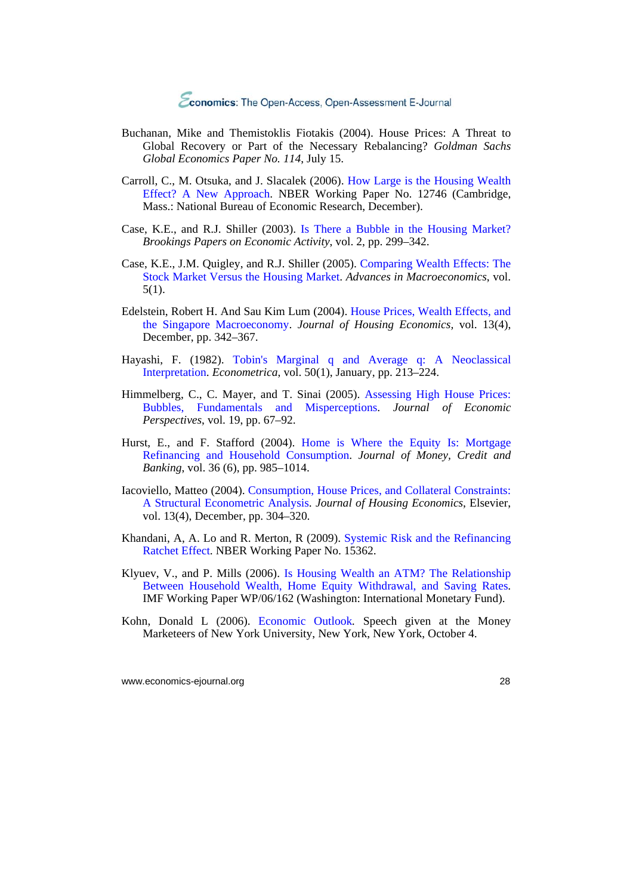Buchanan, Mike and Themistoklis Fiotakis (2004). House Prices: A Threat to Global Recovery or Part of the Necessary Rebalancing? *Goldman Sachs Global Economics Paper No. 114*, July 15.

Carroll, C., M. Otsuka, and J. Slacalek (2006). How Large is the Housing Wealth Effect? A New Approach. NBER Working Paper No. 12746 (Cambridge, Mass.: National Bureau of Economic Research, December).

Case, K.E., and R.J. Shiller (2003). Is There a Bubble in the Housing Market? *Brookings Papers on Economic Activity*, vol. 2, pp. 299–342.

Case, K.E., J.M. Quigley, and R.J. Shiller (2005). Comparing Wealth Effects: The Stock Market Versus the Housing Market. *Advances in Macroeconomics*, vol. 5(1).

Edelstein, Robert H. And Sau Kim Lum (2004). House Prices, Wealth Effects, and the Singapore Macroeconomy. *Journal of Housing Economics*, vol. 13(4), December, pp. 342–367.

Hayashi, F. (1982). Tobin's Marginal q and Average q: A Neoclassical Interpretation. *Econometrica*, vol. 50(1), January, pp. 213–224.

Himmelberg, C., C. Mayer, and T. Sinai (2005). Assessing High House Prices: Bubbles, Fundamentals and Misperceptions. *Journal of Economic Perspectives*, vol. 19, pp. 67–92.

Hurst, E., and F. Stafford (2004). Home is Where the Equity Is: Mortgage Refinancing and Household Consumption. *Journal of Money, Credit and Banking*, vol. 36 (6), pp. 985–1014.

Iacoviello, Matteo (2004). Consumption, House Prices, and Collateral Constraints: A Structural Econometric Analysis. *Journal of Housing Economics*, Elsevier, vol. 13(4), December, pp. 304–320.

Khandani, A, A. Lo and R. Merton, R (2009). Systemic Risk and the Refinancing Ratchet Effect. NBER Working Paper No. 15362.

Klyuev, V., and P. Mills (2006). Is Housing Wealth an ATM? The Relationship Between Household Wealth, Home Equity Withdrawal, and Saving Rates. IMF Working Paper WP/06/162 (Washington: International Monetary Fund).

Kohn, Donald L (2006). Economic Outlook. Speech given at the Money Marketeers of New York University, New York, New York, October 4.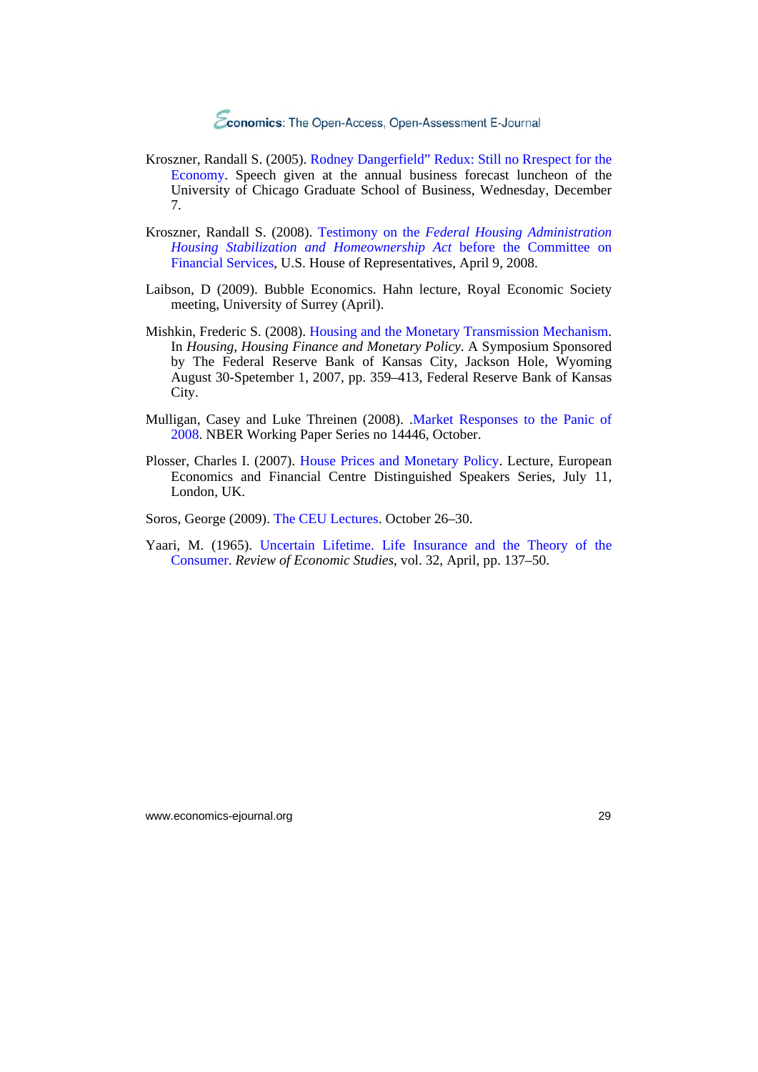Kroszner, Randall S. (2005). Rodney Dangerfield" Redux: Still no Rrespect for the Economy. Speech given at the annual business forecast luncheon of the University of Chicago Graduate School of Business, Wednesday, December 7.

Kroszner, Randall S. (2008). Testimony on the *Federal Housing Administration Housing Stabilization and Homeownership Act* before the Committee on Financial Services, U.S. House of Representatives, April 9, 2008.

Laibson, D (2009). Bubble Economics. Hahn lecture, Royal Economic Society meeting, University of Surrey (April).

Mishkin, Frederic S. (2008). Housing and the Monetary Transmission Mechanism. In *Housing, Housing Finance and Monetary Policy*. A Symposium Sponsored by The Federal Reserve Bank of Kansas City, Jackson Hole, Wyoming August 30-Spetember 1, 2007, pp. 359–413, Federal Reserve Bank of Kansas City.

Mulligan, Casey and Luke Threinen (2008). .Market Responses to the Panic of 2008. NBER Working Paper Series no 14446, October.

Plosser, Charles I. (2007). House Prices and Monetary Policy. Lecture, European Economics and Financial Centre Distinguished Speakers Series, July 11, London, UK.

Soros, George (2009). The CEU Lectures. October 26–30.

Yaari, M. (1965). Uncertain Lifetime. Life Insurance and the Theory of the Consumer. *Review of Economic Studies*, vol. 32, April, pp. 137–50.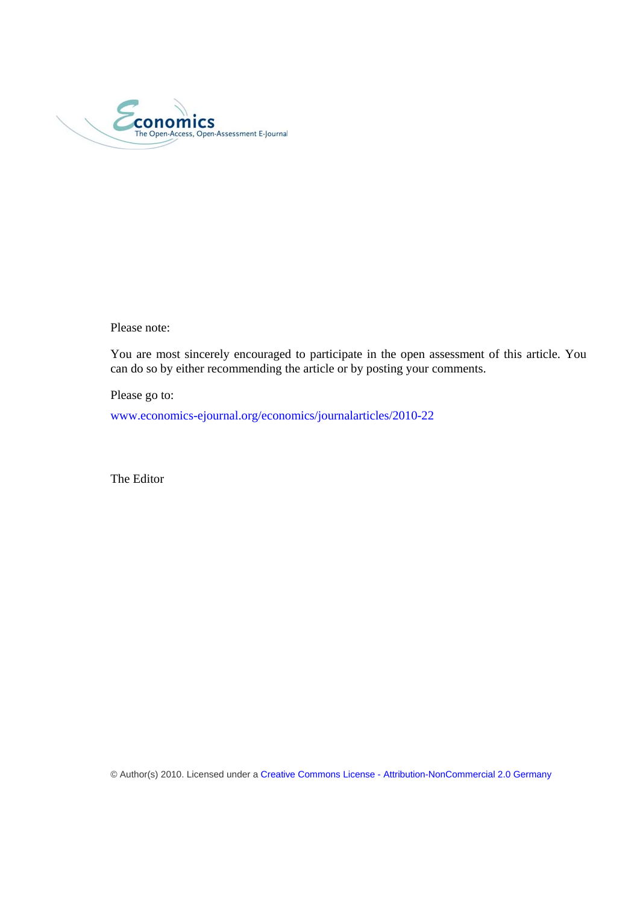Please note:

You are most sincerely encouraged to participate in the open assessment of this article. You can do so by either recommending the article or by posting your comments.

Please go to:

www.economics-ejournal.org/economics/journalarticles/2010-22

The Editor

© Author(s) 2010. Licensed under a Creative Commons License - Attribution-NonCommercial 2.0 Germany